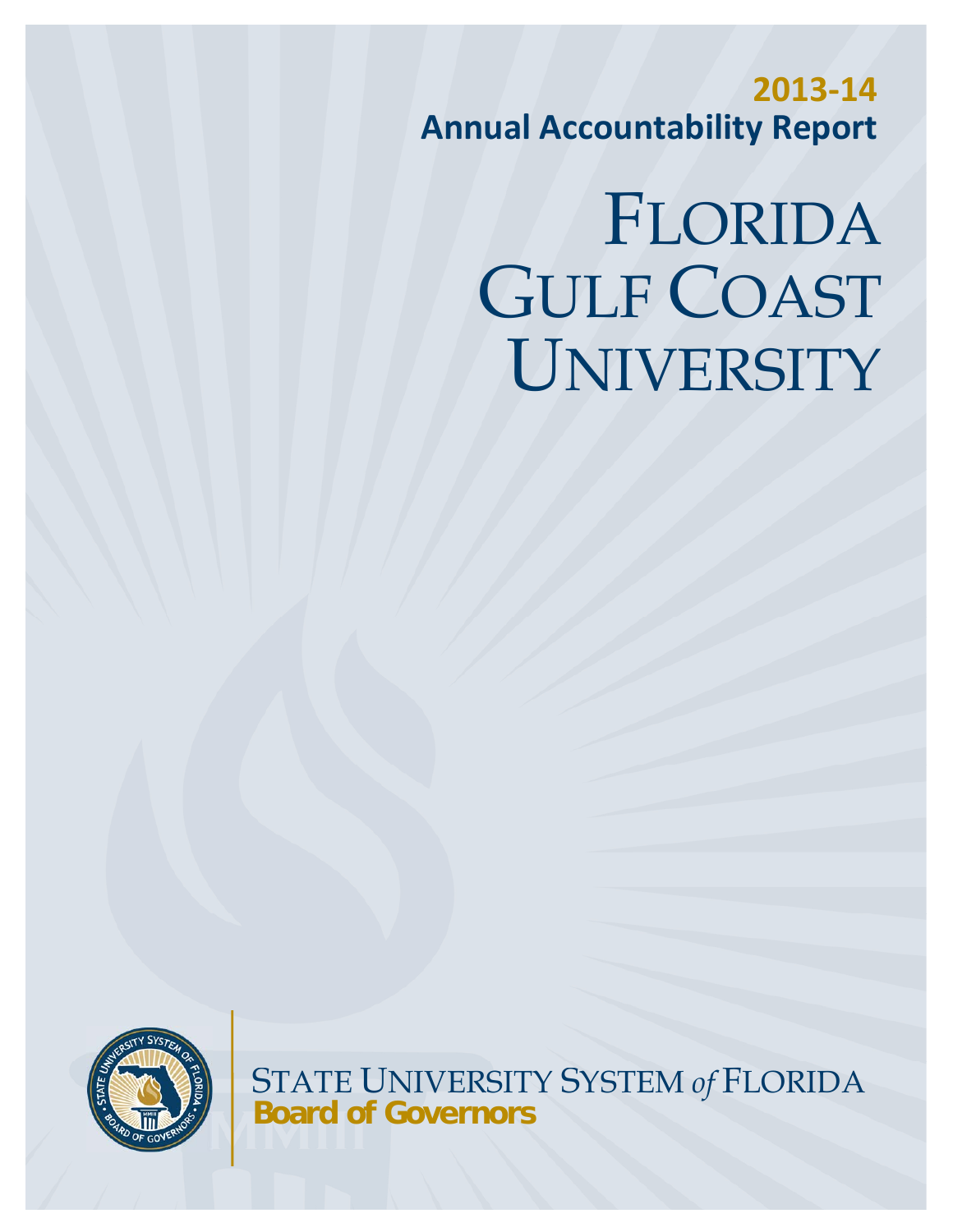**2013-14**

**Annual Accountability Report**

# FLORIDA GULF COAST UNIVERSITY

STATE UNIVERSITY SYSTEM *of* FLORIDA

**Board of Governors**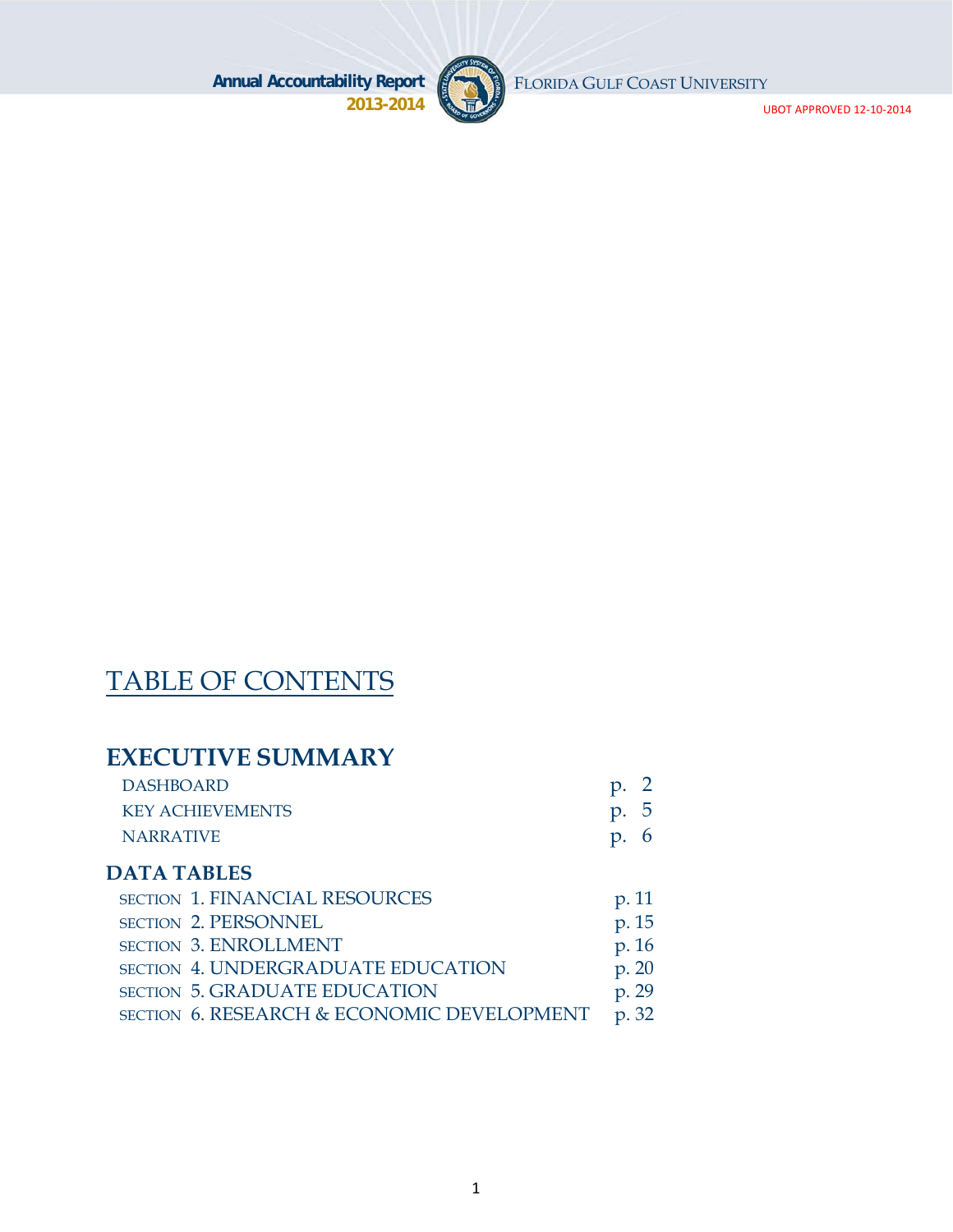# Annual Accountability Report 2013-2014

FLORIDA GULF COAST UNIVERSITY

UBOT APPROVED 12-10-2014

## TABLE OF CONTENTS

### EXECUTIVE SUMMARY

| | |
|---|---|
| DASHBOARD | p. 2 |
| KEY ACHIEVEMENTS | p. 5 |
| NARRATIVE | p. 6 |

### DATA TABLES

| | |
|---|---|
| SECTION 1. FINANCIAL RESOURCES | p. 11 |
| SECTION 2. PERSONNEL | p. 15 |
| SECTION 3. ENROLLMENT | p. 16 |
| SECTION 4. UNDERGRADUATE EDUCATION | p. 20 |
| SECTION 5. GRADUATE EDUCATION | p. 29 |
| SECTION 6. RESEARCH & ECONOMIC DEVELOPMENT | p. 32 |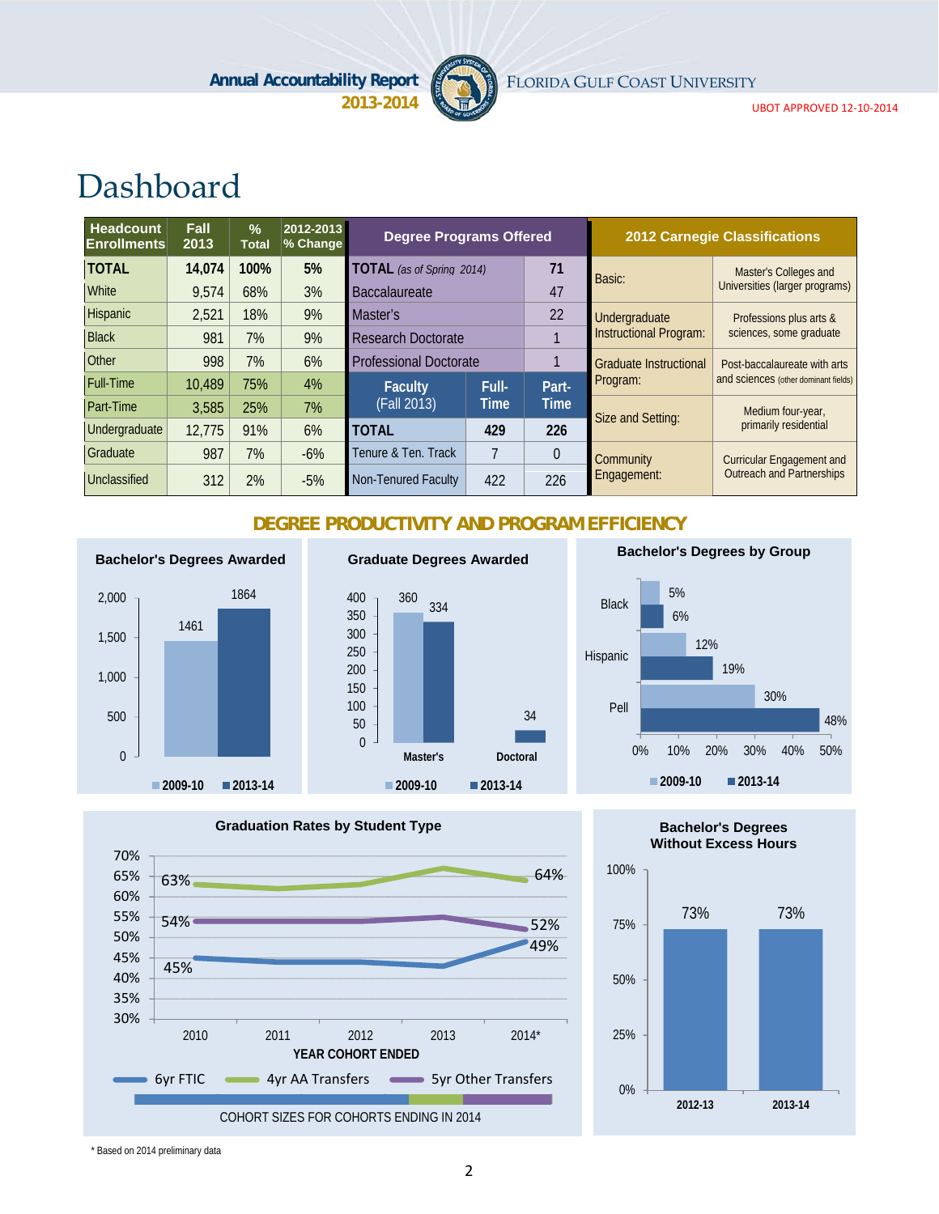# Dashboard

| Headcount Enrollments | Fall 2013 | % Total | 2012-2013 % Change |
|---|---|---|---|
| **TOTAL** | **14,074** | **100%** | **5%** |
| White | 9,574 | 68% | 3% |
| Hispanic | 2,521 | 18% | 9% |
| Black | 981 | 7% | 9% |
| Other | 998 | 7% | 6% |
| Full-Time | 10,489 | 75% | 4% |
| Part-Time | 3,585 | 25% | 7% |
| Undergraduate | 12,775 | 91% | 6% |
| Graduate | 987 | 7% | -6% |
| Unclassified | 312 | 2% | -5% |

| Degree Programs Offered | |
|---|---|
| **TOTAL** *(as of Spring 2014)* | **71** |
| Baccalaureate | 47 |
| Master's | 22 |
| Research Doctorate | 1 |
| Professional Doctorate | 1 |

| Faculty (Fall 2013) | Full-Time | Part-Time |
|---|---|---|
| **TOTAL** | **429** | **226** |
| Tenure & Ten. Track | 7 | 0 |
| Non-Tenured Faculty | 422 | 226 |

| 2012 Carnegie Classifications | |
|---|---|
| Basic: | Master's Colleges and Universities (larger programs) |
| Undergraduate Instructional Program: | Professions plus arts & sciences, some graduate |
| Graduate Instructional Program: | Post-baccalaureate with arts and sciences (other dominant fields) |
| Size and Setting: | Medium four-year, primarily residential |
| Community Engagement: | Curricular Engagement and Outreach and Partnerships |

## DEGREE PRODUCTIVITY AND PROGRAM EFFICIENCY

**Bachelor's Degrees Awarded**

| | 2009-10 | 2013-14 |
|---|---|---|
| Bachelor's | 1461 | 1864 |

**Graduate Degrees Awarded**

| | 2009-10 | 2013-14 |
|---|---|---|
| Master's | 360 | 334 |
| Doctoral | | 34 |

**Bachelor's Degrees by Group**

| | 2009-10 | 2013-14 |
|---|---|---|
| Black | 5% | 6% |
| Hispanic | 12% | 19% |
| Pell | 30% | 48% |

**Graduation Rates by Student Type**

| Year Cohort Ended | 6yr FTIC | 4yr AA Transfers | 5yr Other Transfers |
|---|---|---|---|
| 2010 | 45% | 63% | 54% |
| 2014* | 49% | 64% | 52% |

COHORT SIZES FOR COHORTS ENDING IN 2014

**Bachelor's Degrees Without Excess Hours**

| 2012-13 | 2013-14 |
|---|---|
| 73% | 73% |

\* Based on 2014 preliminary data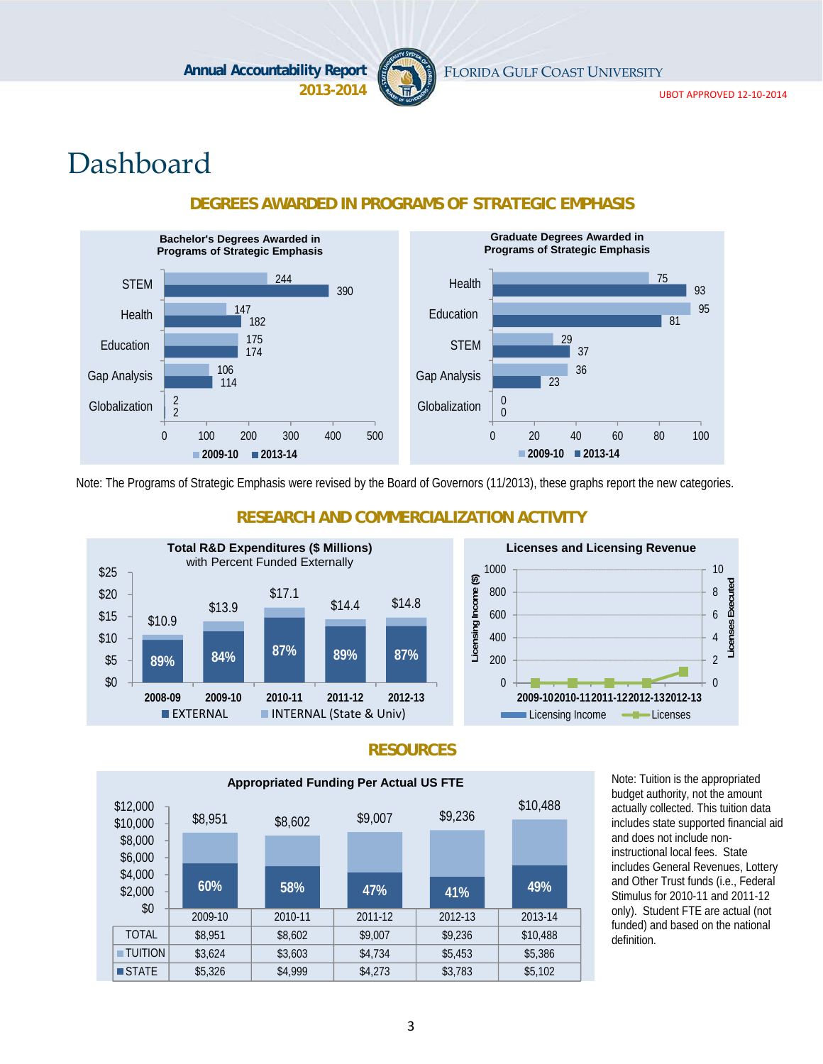# Dashboard

## DEGREES AWARDED IN PROGRAMS OF STRATEGIC EMPHASIS

**Bachelor's Degrees Awarded in Programs of Strategic Emphasis**

| | 2009-10 | 2013-14 |
|---|---|---|
| STEM | 244 | 390 |
| Health | 147 | 182 |
| Education | 175 | 174 |
| Gap Analysis | 106 | 114 |
| Globalization | 2 | 2 |

**Graduate Degrees Awarded in Programs of Strategic Emphasis**

| | 2009-10 | 2013-14 |
|---|---|---|
| Health | 75 | 93 |
| Education | 95 | 81 |
| STEM | 29 | 37 |
| Gap Analysis | 36 | 23 |
| Globalization | 0 | 0 |

Note: The Programs of Strategic Emphasis were revised by the Board of Governors (11/2013), these graphs report the new categories.

## RESEARCH AND COMMERCIALIZATION ACTIVITY

**Total R&D Expenditures ($ Millions) with Percent Funded Externally**

| | 2008-09 | 2009-10 | 2010-11 | 2011-12 | 2012-13 |
|---|---|---|---|---|---|
| Total | $10.9 | $13.9 | $17.1 | $14.4 | $14.8 |
| % External | 89% | 84% | 87% | 89% | 87% |

EXTERNAL / INTERNAL (State & Univ)

**Licenses and Licensing Revenue**

| | 2009-10 | 2010-11 | 2011-12 | 2012-13 | 2012-13 |
|---|---|---|---|---|---|
| Licenses | 0 | 0 | 0 | 0 | 1 |

Licensing Income ($) / Licenses Executed

## RESOURCES

**Appropriated Funding Per Actual US FTE**

| | 2009-10 | 2010-11 | 2011-12 | 2012-13 | 2013-14 |
|---|---|---|---|---|---|
| % State | 60% | 58% | 47% | 41% | 49% |
| TOTAL | $8,951 | $8,602 | $9,007 | $9,236 | $10,488 |
| TUITION | $3,624 | $3,603 | $4,734 | $5,453 | $5,386 |
| STATE | $5,326 | $4,999 | $4,273 | $3,783 | $5,102 |

Note: Tuition is the appropriated budget authority, not the amount actually collected. This tuition data includes state supported financial aid and does not include non-instructional local fees. State includes General Revenues, Lottery and Other Trust funds (i.e., Federal Stimulus for 2010-11 and 2011-12 only). Student FTE are actual (not funded) and based on the national definition.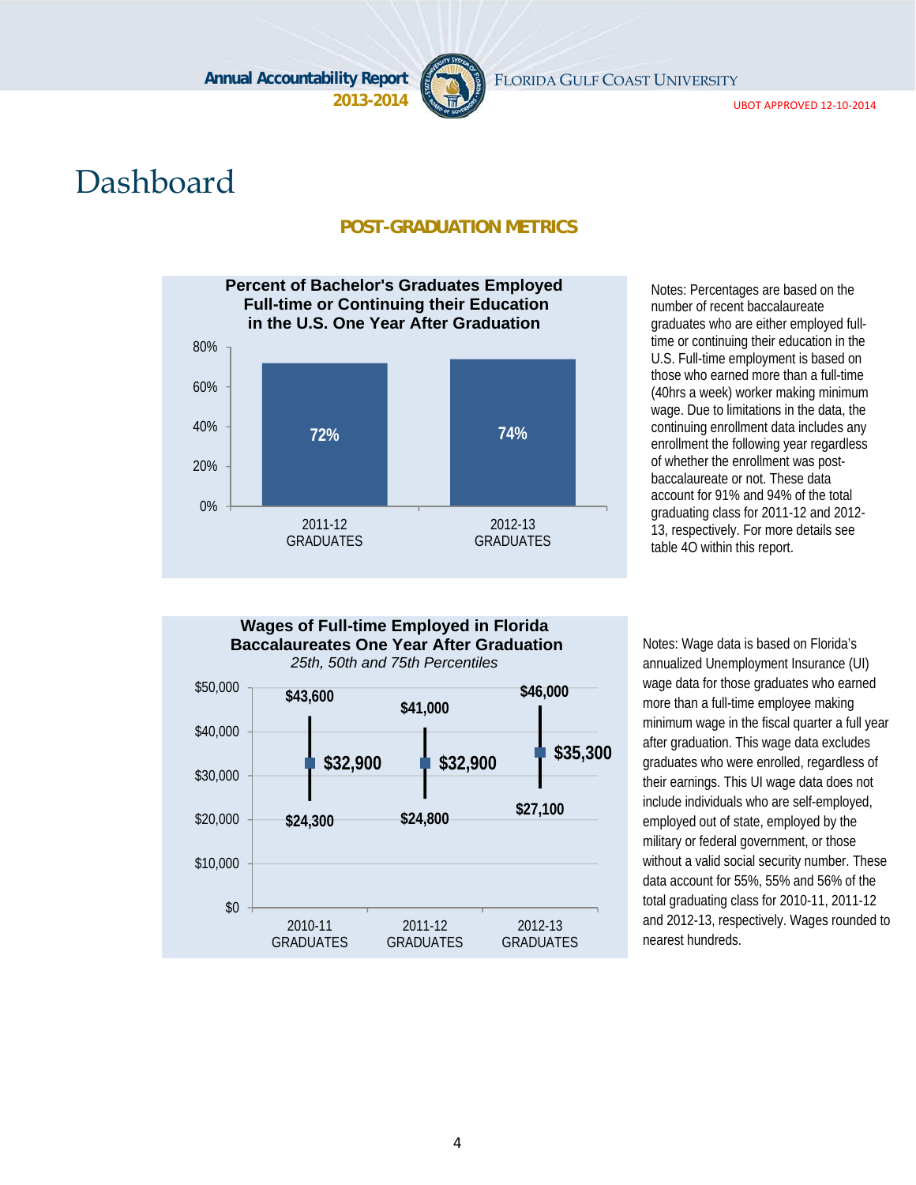# Dashboard

## POST-GRADUATION METRICS

**Percent of Bachelor's Graduates Employed Full-time or Continuing their Education in the U.S. One Year After Graduation**

| | 2011-12 GRADUATES | 2012-13 GRADUATES |
|---|---|---|
| Percent | 72% | 74% |

Notes: Percentages are based on the number of recent baccalaureate graduates who are either employed full-time or continuing their education in the U.S. Full-time employment is based on those who earned more than a full-time (40hrs a week) worker making minimum wage. Due to limitations in the data, the continuing enrollment data includes any enrollment the following year regardless of whether the enrollment was post-baccalaureate or not. These data account for 91% and 94% of the total graduating class for 2011-12 and 2012-13, respectively. For more details see table 4O within this report.

**Wages of Full-time Employed in Florida Baccalaureates One Year After Graduation**

*25th, 50th and 75th Percentiles*

| | 2010-11 GRADUATES | 2011-12 GRADUATES | 2012-13 GRADUATES |
|---|---|---|---|
| 75th Percentile | $43,600 | $41,000 | $46,000 |
| 50th Percentile | $32,900 | $32,900 | $35,300 |
| 25th Percentile | $24,300 | $24,800 | $27,100 |

Notes: Wage data is based on Florida's annualized Unemployment Insurance (UI) wage data for those graduates who earned more than a full-time employee making minimum wage in the fiscal quarter a full year after graduation. This wage data excludes graduates who were enrolled, regardless of their earnings. This UI wage data does not include individuals who are self-employed, employed out of state, employed by the military or federal government, or those without a valid social security number. These data account for 55%, 55% and 56% of the total graduating class for 2010-11, 2011-12 and 2012-13, respectively. Wages rounded to nearest hundreds.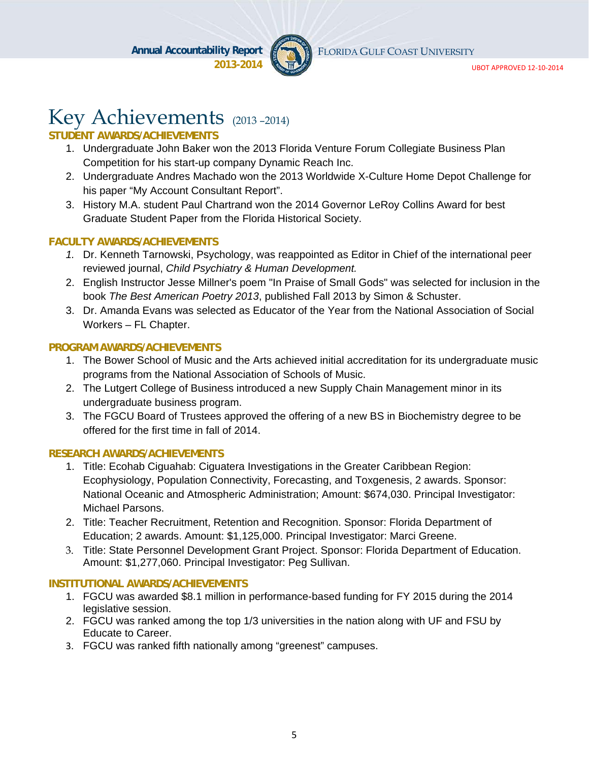# Key Achievements (2013 –2014)

## STUDENT AWARDS/ACHIEVEMENTS

1. Undergraduate John Baker won the 2013 Florida Venture Forum Collegiate Business Plan Competition for his start-up company Dynamic Reach Inc.
2. Undergraduate Andres Machado won the 2013 Worldwide X-Culture Home Depot Challenge for his paper "My Account Consultant Report".
3. History M.A. student Paul Chartrand won the 2014 Governor LeRoy Collins Award for best Graduate Student Paper from the Florida Historical Society.

## FACULTY AWARDS/ACHIEVEMENTS

1. Dr. Kenneth Tarnowski, Psychology, was reappointed as Editor in Chief of the international peer reviewed journal, *Child Psychiatry & Human Development.*
2. English Instructor Jesse Millner's poem "In Praise of Small Gods" was selected for inclusion in the book *The Best American Poetry 2013*, published Fall 2013 by Simon & Schuster.
3. Dr. Amanda Evans was selected as Educator of the Year from the National Association of Social Workers – FL Chapter.

## PROGRAM AWARDS/ACHIEVEMENTS

1. The Bower School of Music and the Arts achieved initial accreditation for its undergraduate music programs from the National Association of Schools of Music.
2. The Lutgert College of Business introduced a new Supply Chain Management minor in its undergraduate business program.
3. The FGCU Board of Trustees approved the offering of a new BS in Biochemistry degree to be offered for the first time in fall of 2014.

## RESEARCH AWARDS/ACHIEVEMENTS

1. Title: Ecohab Ciguahab: Ciguatera Investigations in the Greater Caribbean Region: Ecophysiology, Population Connectivity, Forecasting, and Toxgenesis, 2 awards. Sponsor: National Oceanic and Atmospheric Administration; Amount: $674,030. Principal Investigator: Michael Parsons.
2. Title: Teacher Recruitment, Retention and Recognition. Sponsor: Florida Department of Education; 2 awards. Amount: $1,125,000. Principal Investigator: Marci Greene.
3. Title: State Personnel Development Grant Project. Sponsor: Florida Department of Education. Amount: $1,277,060. Principal Investigator: Peg Sullivan.

## INSTITUTIONAL AWARDS/ACHIEVEMENTS

1. FGCU was awarded $8.1 million in performance-based funding for FY 2015 during the 2014 legislative session.
2. FGCU was ranked among the top 1/3 universities in the nation along with UF and FSU by Educate to Career.
3. FGCU was ranked fifth nationally among "greenest" campuses.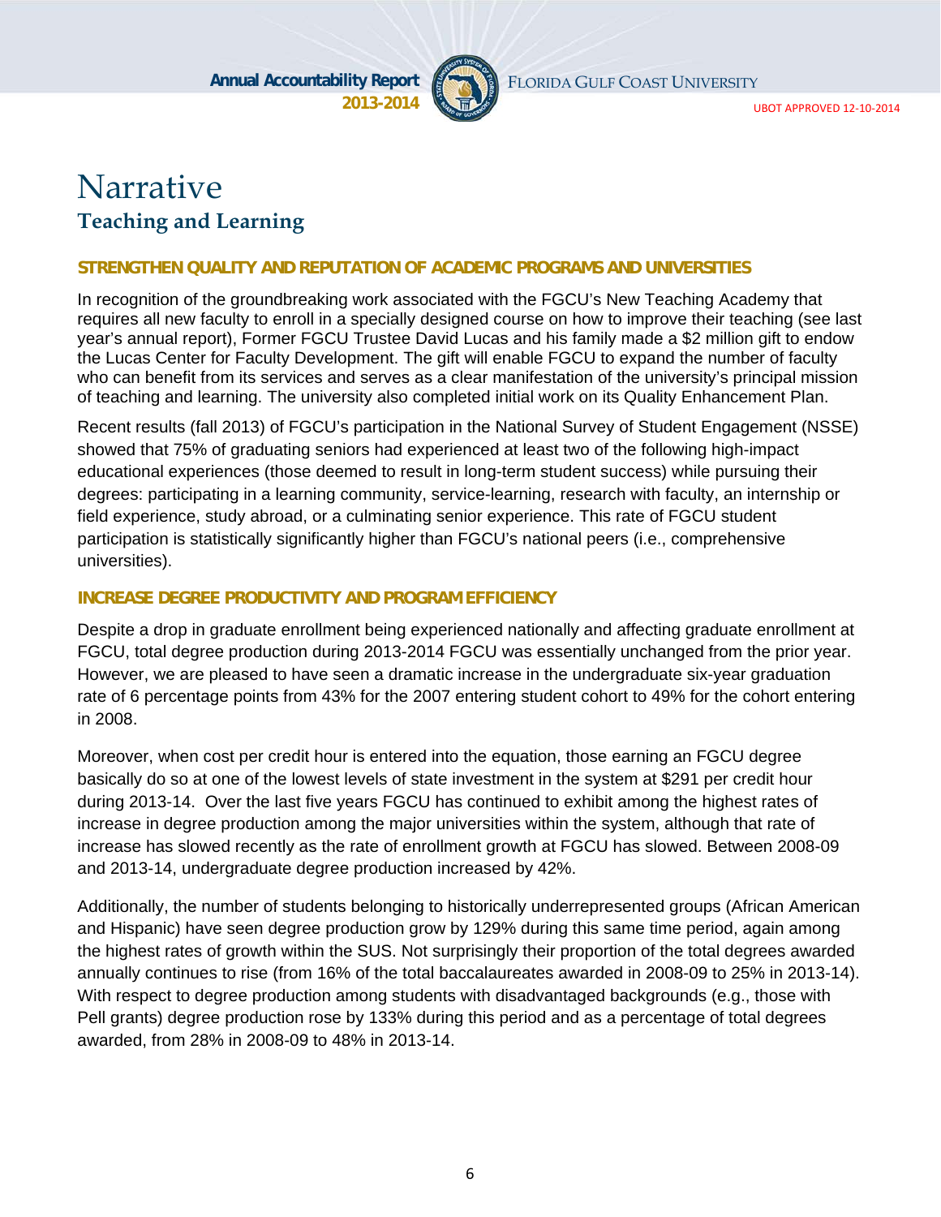# Narrative

## Teaching and Learning

### STRENGTHEN QUALITY AND REPUTATION OF ACADEMIC PROGRAMS AND UNIVERSITIES

In recognition of the groundbreaking work associated with the FGCU's New Teaching Academy that requires all new faculty to enroll in a specially designed course on how to improve their teaching (see last year's annual report), Former FGCU Trustee David Lucas and his family made a $2 million gift to endow the Lucas Center for Faculty Development. The gift will enable FGCU to expand the number of faculty who can benefit from its services and serves as a clear manifestation of the university's principal mission of teaching and learning. The university also completed initial work on its Quality Enhancement Plan.

Recent results (fall 2013) of FGCU's participation in the National Survey of Student Engagement (NSSE) showed that 75% of graduating seniors had experienced at least two of the following high-impact educational experiences (those deemed to result in long-term student success) while pursuing their degrees: participating in a learning community, service-learning, research with faculty, an internship or field experience, study abroad, or a culminating senior experience. This rate of FGCU student participation is statistically significantly higher than FGCU's national peers (i.e., comprehensive universities).

### INCREASE DEGREE PRODUCTIVITY AND PROGRAM EFFICIENCY

Despite a drop in graduate enrollment being experienced nationally and affecting graduate enrollment at FGCU, total degree production during 2013-2014 FGCU was essentially unchanged from the prior year. However, we are pleased to have seen a dramatic increase in the undergraduate six-year graduation rate of 6 percentage points from 43% for the 2007 entering student cohort to 49% for the cohort entering in 2008.

Moreover, when cost per credit hour is entered into the equation, those earning an FGCU degree basically do so at one of the lowest levels of state investment in the system at $291 per credit hour during 2013-14. Over the last five years FGCU has continued to exhibit among the highest rates of increase in degree production among the major universities within the system, although that rate of increase has slowed recently as the rate of enrollment growth at FGCU has slowed. Between 2008-09 and 2013-14, undergraduate degree production increased by 42%.

Additionally, the number of students belonging to historically underrepresented groups (African American and Hispanic) have seen degree production grow by 129% during this same time period, again among the highest rates of growth within the SUS. Not surprisingly their proportion of the total degrees awarded annually continues to rise (from 16% of the total baccalaureates awarded in 2008-09 to 25% in 2013-14). With respect to degree production among students with disadvantaged backgrounds (e.g., those with Pell grants) degree production rose by 133% during this period and as a percentage of total degrees awarded, from 28% in 2008-09 to 48% in 2013-14.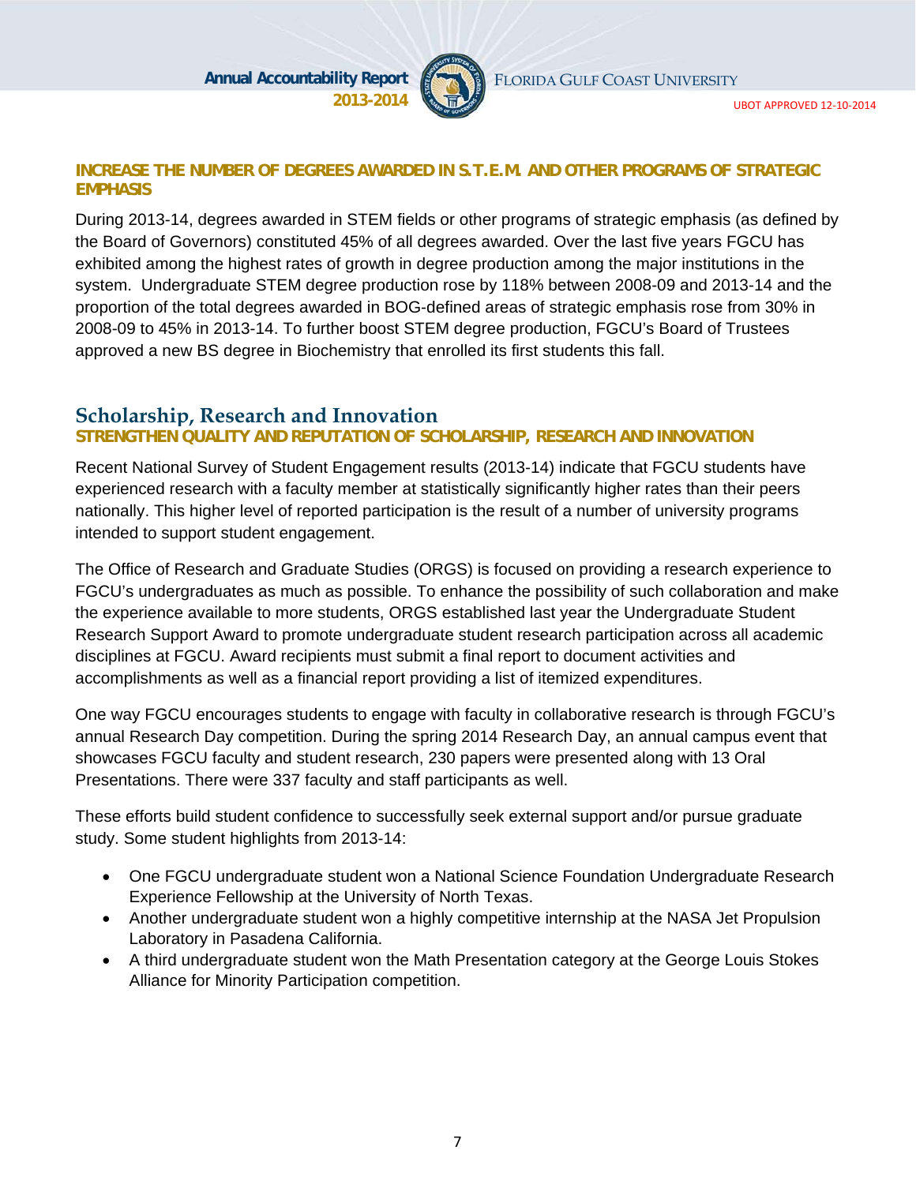### INCREASE THE NUMBER OF DEGREES AWARDED IN S.T.E.M. AND OTHER PROGRAMS OF STRATEGIC EMPHASIS

During 2013-14, degrees awarded in STEM fields or other programs of strategic emphasis (as defined by the Board of Governors) constituted 45% of all degrees awarded. Over the last five years FGCU has exhibited among the highest rates of growth in degree production among the major institutions in the system. Undergraduate STEM degree production rose by 118% between 2008-09 and 2013-14 and the proportion of the total degrees awarded in BOG-defined areas of strategic emphasis rose from 30% in 2008-09 to 45% in 2013-14. To further boost STEM degree production, FGCU's Board of Trustees approved a new BS degree in Biochemistry that enrolled its first students this fall.

## Scholarship, Research and Innovation

### STRENGTHEN QUALITY AND REPUTATION OF SCHOLARSHIP, RESEARCH AND INNOVATION

Recent National Survey of Student Engagement results (2013-14) indicate that FGCU students have experienced research with a faculty member at statistically significantly higher rates than their peers nationally. This higher level of reported participation is the result of a number of university programs intended to support student engagement.

The Office of Research and Graduate Studies (ORGS) is focused on providing a research experience to FGCU's undergraduates as much as possible. To enhance the possibility of such collaboration and make the experience available to more students, ORGS established last year the Undergraduate Student Research Support Award to promote undergraduate student research participation across all academic disciplines at FGCU. Award recipients must submit a final report to document activities and accomplishments as well as a financial report providing a list of itemized expenditures.

One way FGCU encourages students to engage with faculty in collaborative research is through FGCU's annual Research Day competition. During the spring 2014 Research Day, an annual campus event that showcases FGCU faculty and student research, 230 papers were presented along with 13 Oral Presentations. There were 337 faculty and staff participants as well.

These efforts build student confidence to successfully seek external support and/or pursue graduate study. Some student highlights from 2013-14:

- One FGCU undergraduate student won a National Science Foundation Undergraduate Research Experience Fellowship at the University of North Texas.
- Another undergraduate student won a highly competitive internship at the NASA Jet Propulsion Laboratory in Pasadena California.
- A third undergraduate student won the Math Presentation category at the George Louis Stokes Alliance for Minority Participation competition.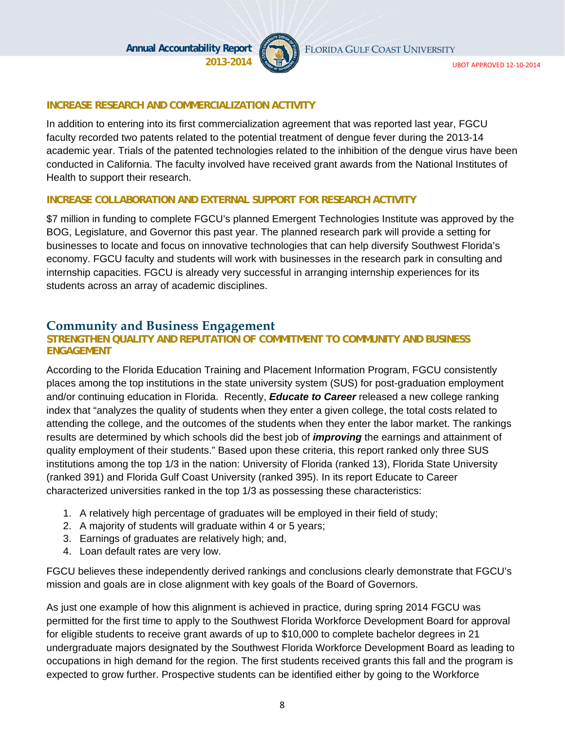### INCREASE RESEARCH AND COMMERCIALIZATION ACTIVITY

In addition to entering into its first commercialization agreement that was reported last year, FGCU faculty recorded two patents related to the potential treatment of dengue fever during the 2013-14 academic year. Trials of the patented technologies related to the inhibition of the dengue virus have been conducted in California. The faculty involved have received grant awards from the National Institutes of Health to support their research.

### INCREASE COLLABORATION AND EXTERNAL SUPPORT FOR RESEARCH ACTIVITY

$7 million in funding to complete FGCU's planned Emergent Technologies Institute was approved by the BOG, Legislature, and Governor this past year. The planned research park will provide a setting for businesses to locate and focus on innovative technologies that can help diversify Southwest Florida's economy. FGCU faculty and students will work with businesses in the research park in consulting and internship capacities. FGCU is already very successful in arranging internship experiences for its students across an array of academic disciplines.

## Community and Business Engagement

### STRENGTHEN QUALITY AND REPUTATION OF COMMITMENT TO COMMUNITY AND BUSINESS ENGAGEMENT

According to the Florida Education Training and Placement Information Program, FGCU consistently places among the top institutions in the state university system (SUS) for post-graduation employment and/or continuing education in Florida. Recently, ***Educate to Career*** released a new college ranking index that "analyzes the quality of students when they enter a given college, the total costs related to attending the college, and the outcomes of the students when they enter the labor market. The rankings results are determined by which schools did the best job of ***improving*** the earnings and attainment of quality employment of their students." Based upon these criteria, this report ranked only three SUS institutions among the top 1/3 in the nation: University of Florida (ranked 13), Florida State University (ranked 391) and Florida Gulf Coast University (ranked 395). In its report Educate to Career characterized universities ranked in the top 1/3 as possessing these characteristics:

1. A relatively high percentage of graduates will be employed in their field of study;
2. A majority of students will graduate within 4 or 5 years;
3. Earnings of graduates are relatively high; and,
4. Loan default rates are very low.

FGCU believes these independently derived rankings and conclusions clearly demonstrate that FGCU's mission and goals are in close alignment with key goals of the Board of Governors.

As just one example of how this alignment is achieved in practice, during spring 2014 FGCU was permitted for the first time to apply to the Southwest Florida Workforce Development Board for approval for eligible students to receive grant awards of up to $10,000 to complete bachelor degrees in 21 undergraduate majors designated by the Southwest Florida Workforce Development Board as leading to occupations in high demand for the region. The first students received grants this fall and the program is expected to grow further. Prospective students can be identified either by going to the Workforce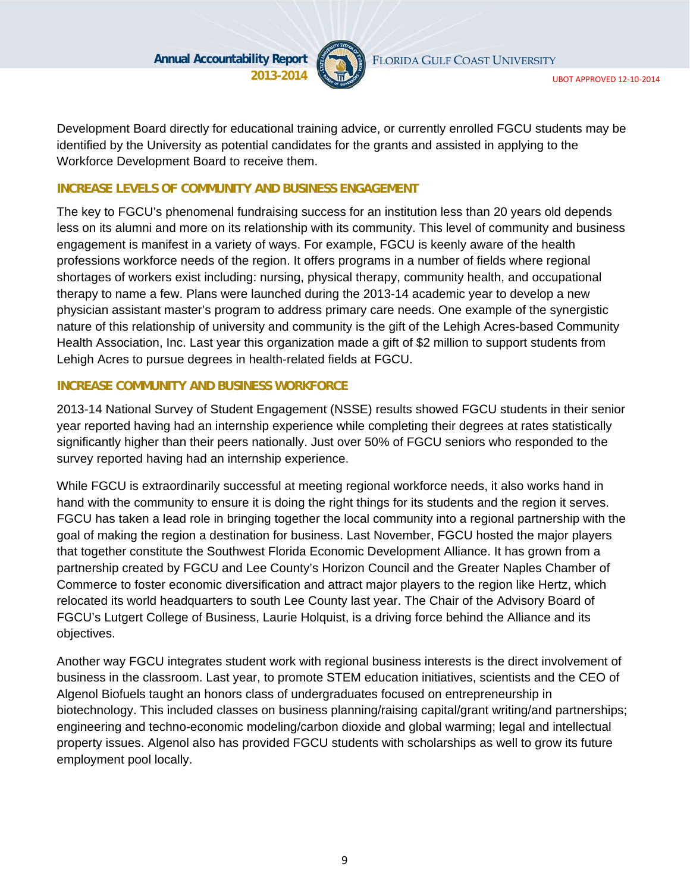Development Board directly for educational training advice, or currently enrolled FGCU students may be identified by the University as potential candidates for the grants and assisted in applying to the Workforce Development Board to receive them.

### INCREASE LEVELS OF COMMUNITY AND BUSINESS ENGAGEMENT

The key to FGCU's phenomenal fundraising success for an institution less than 20 years old depends less on its alumni and more on its relationship with its community. This level of community and business engagement is manifest in a variety of ways. For example, FGCU is keenly aware of the health professions workforce needs of the region. It offers programs in a number of fields where regional shortages of workers exist including: nursing, physical therapy, community health, and occupational therapy to name a few. Plans were launched during the 2013-14 academic year to develop a new physician assistant master's program to address primary care needs. One example of the synergistic nature of this relationship of university and community is the gift of the Lehigh Acres-based Community Health Association, Inc. Last year this organization made a gift of $2 million to support students from Lehigh Acres to pursue degrees in health-related fields at FGCU.

### INCREASE COMMUNITY AND BUSINESS WORKFORCE

2013-14 National Survey of Student Engagement (NSSE) results showed FGCU students in their senior year reported having had an internship experience while completing their degrees at rates statistically significantly higher than their peers nationally. Just over 50% of FGCU seniors who responded to the survey reported having had an internship experience.

While FGCU is extraordinarily successful at meeting regional workforce needs, it also works hand in hand with the community to ensure it is doing the right things for its students and the region it serves. FGCU has taken a lead role in bringing together the local community into a regional partnership with the goal of making the region a destination for business. Last November, FGCU hosted the major players that together constitute the Southwest Florida Economic Development Alliance. It has grown from a partnership created by FGCU and Lee County's Horizon Council and the Greater Naples Chamber of Commerce to foster economic diversification and attract major players to the region like Hertz, which relocated its world headquarters to south Lee County last year. The Chair of the Advisory Board of FGCU's Lutgert College of Business, Laurie Holquist, is a driving force behind the Alliance and its objectives.

Another way FGCU integrates student work with regional business interests is the direct involvement of business in the classroom. Last year, to promote STEM education initiatives, scientists and the CEO of Algenol Biofuels taught an honors class of undergraduates focused on entrepreneurship in biotechnology. This included classes on business planning/raising capital/grant writing/and partnerships; engineering and techno-economic modeling/carbon dioxide and global warming; legal and intellectual property issues. Algenol also has provided FGCU students with scholarships as well to grow its future employment pool locally.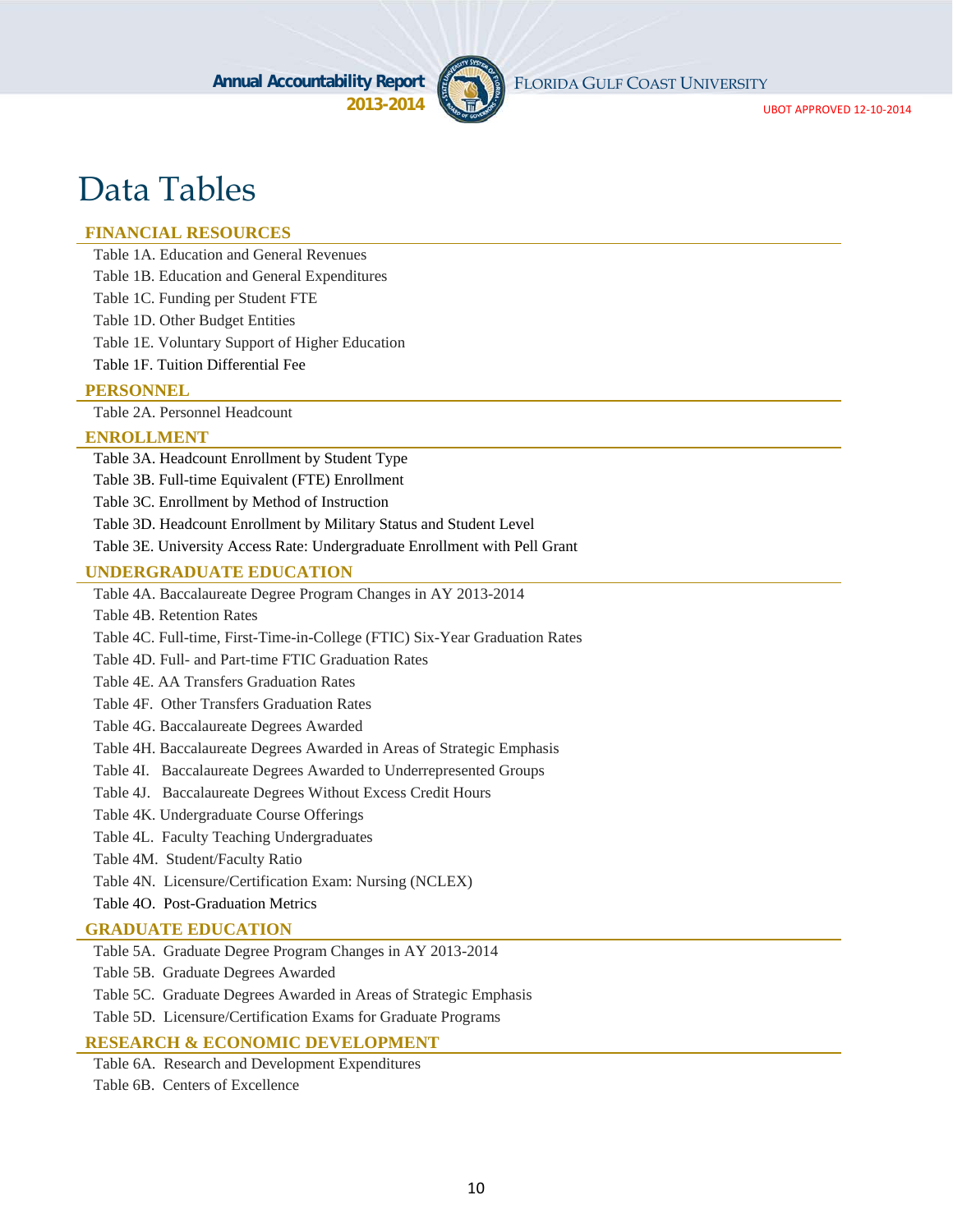# Data Tables

## FINANCIAL RESOURCES

Table 1A. Education and General Revenues

Table 1B. Education and General Expenditures

Table 1C. Funding per Student FTE

Table 1D. Other Budget Entities

Table 1E. Voluntary Support of Higher Education

Table 1F. Tuition Differential Fee

## PERSONNEL

Table 2A. Personnel Headcount

## ENROLLMENT

Table 3A. Headcount Enrollment by Student Type

Table 3B. Full-time Equivalent (FTE) Enrollment

Table 3C. Enrollment by Method of Instruction

Table 3D. Headcount Enrollment by Military Status and Student Level

Table 3E. University Access Rate: Undergraduate Enrollment with Pell Grant

## UNDERGRADUATE EDUCATION

Table 4A. Baccalaureate Degree Program Changes in AY 2013-2014

Table 4B. Retention Rates

Table 4C. Full-time, First-Time-in-College (FTIC) Six-Year Graduation Rates

Table 4D. Full- and Part-time FTIC Graduation Rates

Table 4E. AA Transfers Graduation Rates

Table 4F. Other Transfers Graduation Rates

Table 4G. Baccalaureate Degrees Awarded

Table 4H. Baccalaureate Degrees Awarded in Areas of Strategic Emphasis

Table 4I. Baccalaureate Degrees Awarded to Underrepresented Groups

Table 4J. Baccalaureate Degrees Without Excess Credit Hours

Table 4K. Undergraduate Course Offerings

Table 4L. Faculty Teaching Undergraduates

Table 4M. Student/Faculty Ratio

Table 4N. Licensure/Certification Exam: Nursing (NCLEX)

Table 4O. Post-Graduation Metrics

## GRADUATE EDUCATION

Table 5A. Graduate Degree Program Changes in AY 2013-2014

Table 5B. Graduate Degrees Awarded

Table 5C. Graduate Degrees Awarded in Areas of Strategic Emphasis

Table 5D. Licensure/Certification Exams for Graduate Programs

## RESEARCH & ECONOMIC DEVELOPMENT

Table 6A. Research and Development Expenditures

Table 6B. Centers of Excellence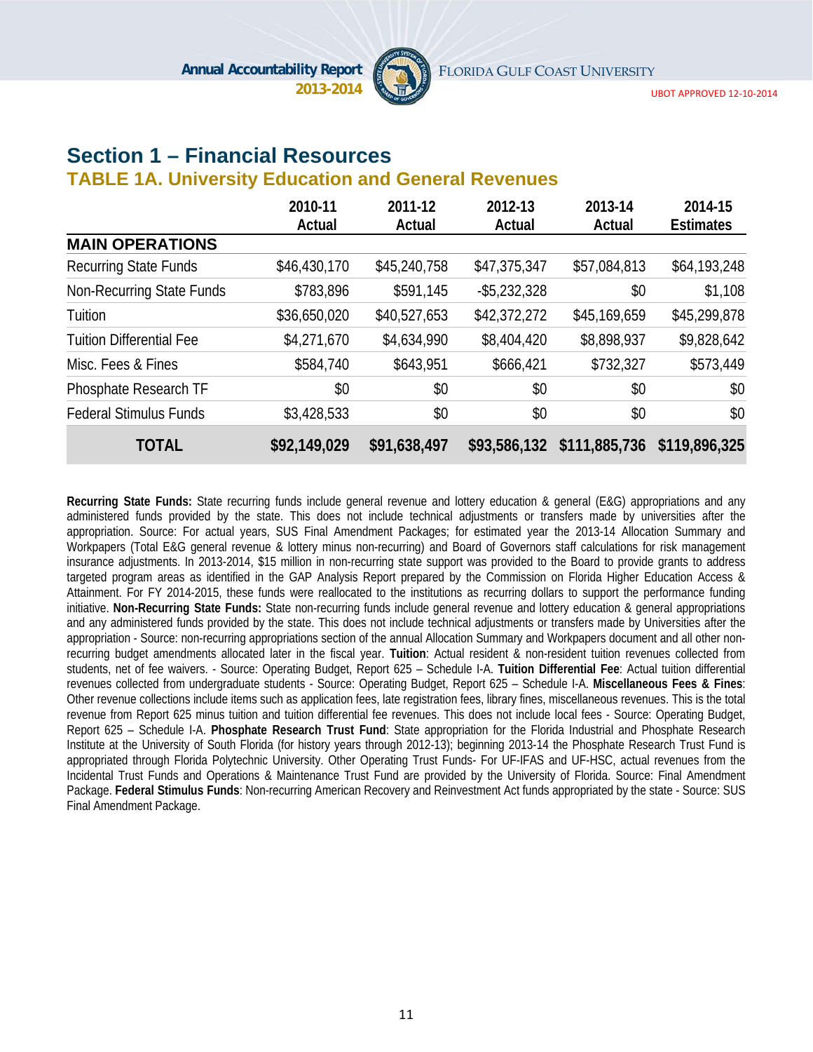# Section 1 – Financial Resources

## TABLE 1A. University Education and General Revenues

| | 2010-11 Actual | 2011-12 Actual | 2012-13 Actual | 2013-14 Actual | 2014-15 Estimates |
|---|---|---|---|---|---|
| **MAIN OPERATIONS** | | | | | |
| Recurring State Funds | $46,430,170 | $45,240,758 | $47,375,347 | $57,084,813 | $64,193,248 |
| Non-Recurring State Funds | $783,896 | $591,145 | -$5,232,328 | $0 | $1,108 |
| Tuition | $36,650,020 | $40,527,653 | $42,372,272 | $45,169,659 | $45,299,878 |
| Tuition Differential Fee | $4,271,670 | $4,634,990 | $8,404,420 | $8,898,937 | $9,828,642 |
| Misc. Fees & Fines | $584,740 | $643,951 | $666,421 | $732,327 | $573,449 |
| Phosphate Research TF | $0 | $0 | $0 | $0 | $0 |
| Federal Stimulus Funds | $3,428,533 | $0 | $0 | $0 | $0 |
| **TOTAL** | **$92,149,029** | **$91,638,497** | **$93,586,132** | **$111,885,736** | **$119,896,325** |

**Recurring State Funds:** State recurring funds include general revenue and lottery education & general (E&G) appropriations and any administered funds provided by the state. This does not include technical adjustments or transfers made by universities after the appropriation. Source: For actual years, SUS Final Amendment Packages; for estimated year the 2013-14 Allocation Summary and Workpapers (Total E&G general revenue & lottery minus non-recurring) and Board of Governors staff calculations for risk management insurance adjustments. In 2013-2014, $15 million in non-recurring state support was provided to the Board to provide grants to address targeted program areas as identified in the GAP Analysis Report prepared by the Commission on Florida Higher Education Access & Attainment. For FY 2014-2015, these funds were reallocated to the institutions as recurring dollars to support the performance funding initiative. **Non-Recurring State Funds:** State non-recurring funds include general revenue and lottery education & general appropriations and any administered funds provided by the state. This does not include technical adjustments or transfers made by Universities after the appropriation - Source: non-recurring appropriations section of the annual Allocation Summary and Workpapers document and all other non-recurring budget amendments allocated later in the fiscal year. **Tuition**: Actual resident & non-resident tuition revenues collected from students, net of fee waivers. - Source: Operating Budget, Report 625 – Schedule I-A. **Tuition Differential Fee**: Actual tuition differential revenues collected from undergraduate students - Source: Operating Budget, Report 625 – Schedule I-A. **Miscellaneous Fees & Fines**: Other revenue collections include items such as application fees, late registration fees, library fines, miscellaneous revenues. This is the total revenue from Report 625 minus tuition and tuition differential fee revenues. This does not include local fees - Source: Operating Budget, Report 625 – Schedule I-A. **Phosphate Research Trust Fund**: State appropriation for the Florida Industrial and Phosphate Research Institute at the University of South Florida (for history years through 2012-13); beginning 2013-14 the Phosphate Research Trust Fund is appropriated through Florida Polytechnic University. Other Operating Trust Funds- For UF-IFAS and UF-HSC, actual revenues from the Incidental Trust Funds and Operations & Maintenance Trust Fund are provided by the University of Florida. Source: Final Amendment Package. **Federal Stimulus Funds**: Non-recurring American Recovery and Reinvestment Act funds appropriated by the state - Source: SUS Final Amendment Package.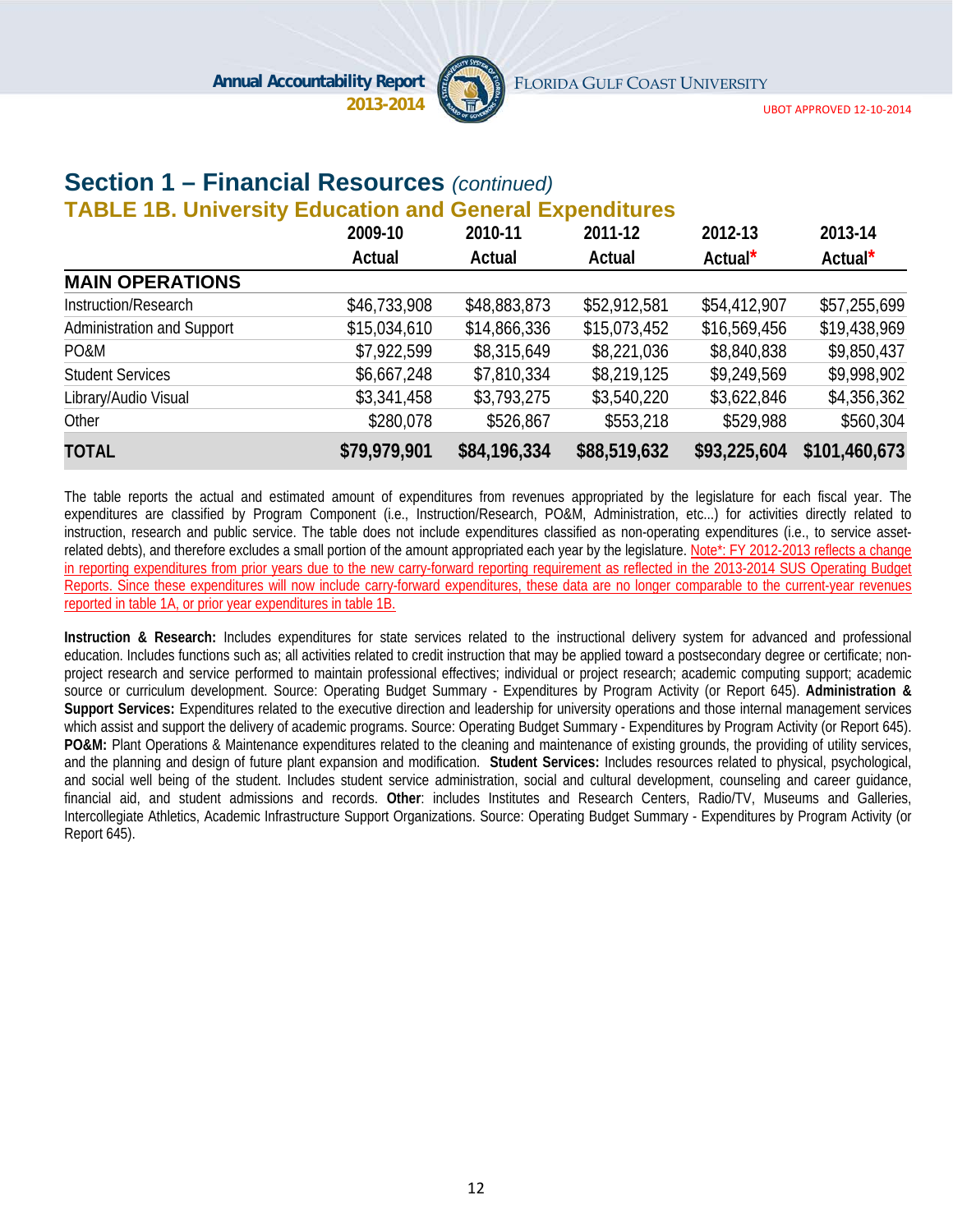## Section 1 – Financial Resources *(continued)*

### TABLE 1B. University Education and General Expenditures

| | 2009-10 Actual | 2010-11 Actual | 2011-12 Actual | 2012-13 Actual* | 2013-14 Actual* |
|---|---|---|---|---|---|
| **MAIN OPERATIONS** | | | | | |
| Instruction/Research | $46,733,908 | $48,883,873 | $52,912,581 | $54,412,907 | $57,255,699 |
| Administration and Support | $15,034,610 | $14,866,336 | $15,073,452 | $16,569,456 | $19,438,969 |
| PO&M | $7,922,599 | $8,315,649 | $8,221,036 | $8,840,838 | $9,850,437 |
| Student Services | $6,667,248 | $7,810,334 | $8,219,125 | $9,249,569 | $9,998,902 |
| Library/Audio Visual | $3,341,458 | $3,793,275 | $3,540,220 | $3,622,846 | $4,356,362 |
| Other | $280,078 | $526,867 | $553,218 | $529,988 | $560,304 |
| **TOTAL** | **$79,979,901** | **$84,196,334** | **$88,519,632** | **$93,225,604** | **$101,460,673** |

The table reports the actual and estimated amount of expenditures from revenues appropriated by the legislature for each fiscal year. The expenditures are classified by Program Component (i.e., Instruction/Research, PO&M, Administration, etc...) for activities directly related to instruction, research and public service. The table does not include expenditures classified as non-operating expenditures (i.e., to service asset-related debts), and therefore excludes a small portion of the amount appropriated each year by the legislature. Note*: FY 2012-2013 reflects a change in reporting expenditures from prior years due to the new carry-forward reporting requirement as reflected in the 2013-2014 SUS Operating Budget Reports. Since these expenditures will now include carry-forward expenditures, these data are no longer comparable to the current-year revenues reported in table 1A, or prior year expenditures in table 1B.

**Instruction & Research:** Includes expenditures for state services related to the instructional delivery system for advanced and professional education. Includes functions such as; all activities related to credit instruction that may be applied toward a postsecondary degree or certificate; non-project research and service performed to maintain professional effectives; individual or project research; academic computing support; academic source or curriculum development. Source: Operating Budget Summary - Expenditures by Program Activity (or Report 645). **Administration & Support Services:** Expenditures related to the executive direction and leadership for university operations and those internal management services which assist and support the delivery of academic programs. Source: Operating Budget Summary - Expenditures by Program Activity (or Report 645). **PO&M:** Plant Operations & Maintenance expenditures related to the cleaning and maintenance of existing grounds, the providing of utility services, and the planning and design of future plant expansion and modification. **Student Services:** Includes resources related to physical, psychological, and social well being of the student. Includes student service administration, social and cultural development, counseling and career guidance, financial aid, and student admissions and records. **Other**: includes Institutes and Research Centers, Radio/TV, Museums and Galleries, Intercollegiate Athletics, Academic Infrastructure Support Organizations. Source: Operating Budget Summary - Expenditures by Program Activity (or Report 645).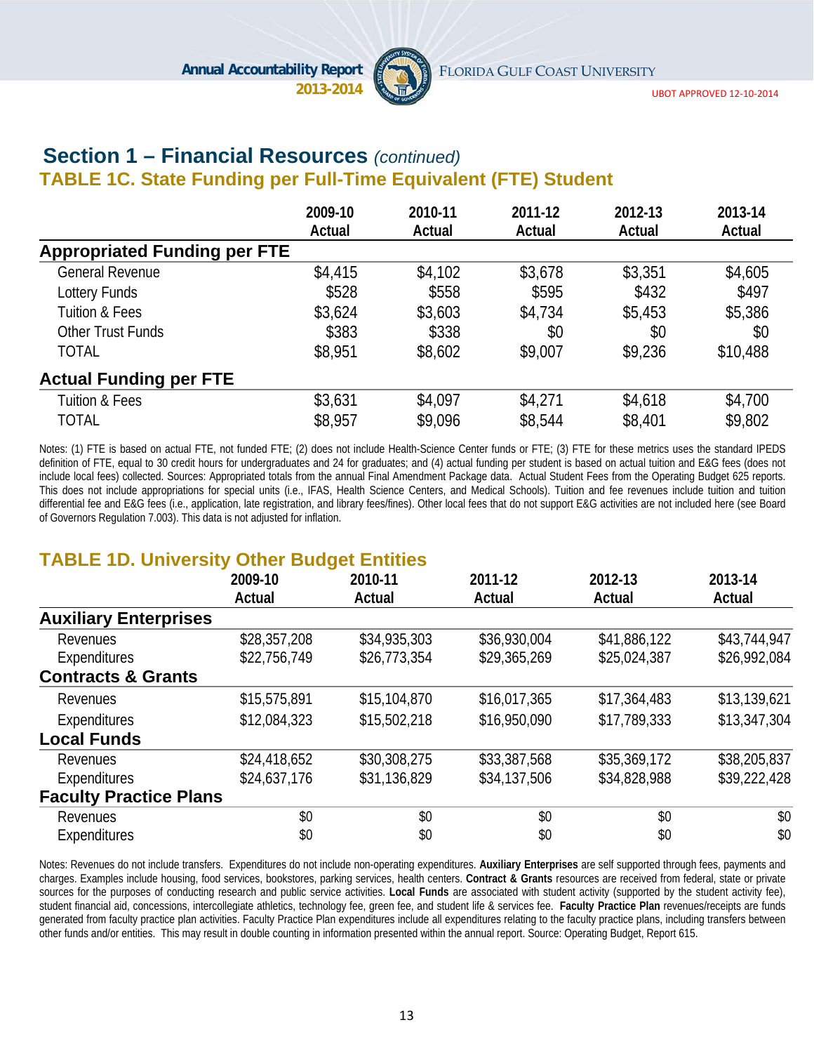## Section 1 – Financial Resources *(continued)*

### TABLE 1C. State Funding per Full-Time Equivalent (FTE) Student

| | 2009-10 Actual | 2010-11 Actual | 2011-12 Actual | 2012-13 Actual | 2013-14 Actual |
|---|---|---|---|---|---|
| **Appropriated Funding per FTE** | | | | | |
| General Revenue | $4,415 | $4,102 | $3,678 | $3,351 | $4,605 |
| Lottery Funds | $528 | $558 | $595 | $432 | $497 |
| Tuition & Fees | $3,624 | $3,603 | $4,734 | $5,453 | $5,386 |
| Other Trust Funds | $383 | $338 | $0 | $0 | $0 |
| TOTAL | $8,951 | $8,602 | $9,007 | $9,236 | $10,488 |
| **Actual Funding per FTE** | | | | | |
| Tuition & Fees | $3,631 | $4,097 | $4,271 | $4,618 | $4,700 |
| TOTAL | $8,957 | $9,096 | $8,544 | $8,401 | $9,802 |

Notes: (1) FTE is based on actual FTE, not funded FTE; (2) does not include Health-Science Center funds or FTE; (3) FTE for these metrics uses the standard IPEDS definition of FTE, equal to 30 credit hours for undergraduates and 24 for graduates; and (4) actual funding per student is based on actual tuition and E&G fees (does not include local fees) collected. Sources: Appropriated totals from the annual Final Amendment Package data. Actual Student Fees from the Operating Budget 625 reports. This does not include appropriations for special units (i.e., IFAS, Health Science Centers, and Medical Schools). Tuition and fee revenues include tuition and tuition differential fee and E&G fees (i.e., application, late registration, and library fees/fines). Other local fees that do not support E&G activities are not included here (see Board of Governors Regulation 7.003). This data is not adjusted for inflation.

### TABLE 1D. University Other Budget Entities

| | 2009-10 Actual | 2010-11 Actual | 2011-12 Actual | 2012-13 Actual | 2013-14 Actual |
|---|---|---|---|---|---|
| **Auxiliary Enterprises** | | | | | |
| Revenues | $28,357,208 | $34,935,303 | $36,930,004 | $41,886,122 | $43,744,947 |
| Expenditures | $22,756,749 | $26,773,354 | $29,365,269 | $25,024,387 | $26,992,084 |
| **Contracts & Grants** | | | | | |
| Revenues | $15,575,891 | $15,104,870 | $16,017,365 | $17,364,483 | $13,139,621 |
| Expenditures | $12,084,323 | $15,502,218 | $16,950,090 | $17,789,333 | $13,347,304 |
| **Local Funds** | | | | | |
| Revenues | $24,418,652 | $30,308,275 | $33,387,568 | $35,369,172 | $38,205,837 |
| Expenditures | $24,637,176 | $31,136,829 | $34,137,506 | $34,828,988 | $39,222,428 |
| **Faculty Practice Plans** | | | | | |
| Revenues | $0 | $0 | $0 | $0 | $0 |
| Expenditures | $0 | $0 | $0 | $0 | $0 |

Notes: Revenues do not include transfers. Expenditures do not include non-operating expenditures. **Auxiliary Enterprises** are self supported through fees, payments and charges. Examples include housing, food services, bookstores, parking services, health centers. **Contract & Grants** resources are received from federal, state or private sources for the purposes of conducting research and public service activities. **Local Funds** are associated with student activity (supported by the student activity fee), student financial aid, concessions, intercollegiate athletics, technology fee, green fee, and student life & services fee. **Faculty Practice Plan** revenues/receipts are funds generated from faculty practice plan activities. Faculty Practice Plan expenditures include all expenditures relating to the faculty practice plans, including transfers between other funds and/or entities. This may result in double counting in information presented within the annual report. Source: Operating Budget, Report 615.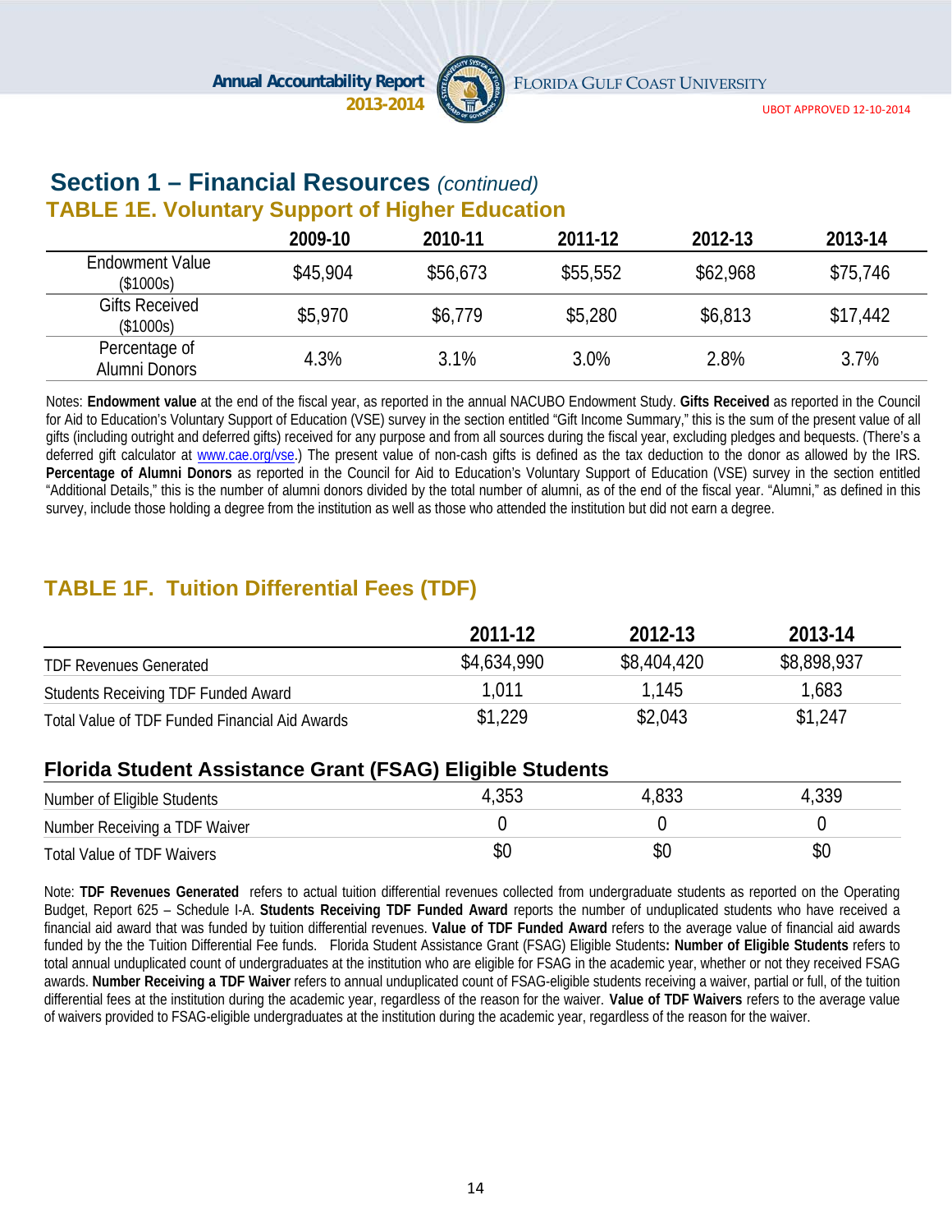## Section 1 – Financial Resources *(continued)*

### TABLE 1E. Voluntary Support of Higher Education

| | 2009-10 | 2010-11 | 2011-12 | 2012-13 | 2013-14 |
|---|---|---|---|---|---|
| Endowment Value ($1000s) | $45,904 | $56,673 | $55,552 | $62,968 | $75,746 |
| Gifts Received ($1000s) | $5,970 | $6,779 | $5,280 | $6,813 | $17,442 |
| Percentage of Alumni Donors | 4.3% | 3.1% | 3.0% | 2.8% | 3.7% |

Notes: **Endowment value** at the end of the fiscal year, as reported in the annual NACUBO Endowment Study. **Gifts Received** as reported in the Council for Aid to Education's Voluntary Support of Education (VSE) survey in the section entitled "Gift Income Summary," this is the sum of the present value of all gifts (including outright and deferred gifts) received for any purpose and from all sources during the fiscal year, excluding pledges and bequests. (There's a deferred gift calculator at www.cae.org/vse.) The present value of non-cash gifts is defined as the tax deduction to the donor as allowed by the IRS. **Percentage of Alumni Donors** as reported in the Council for Aid to Education's Voluntary Support of Education (VSE) survey in the section entitled "Additional Details," this is the number of alumni donors divided by the total number of alumni, as of the end of the fiscal year. "Alumni," as defined in this survey, include those holding a degree from the institution as well as those who attended the institution but did not earn a degree.

### TABLE 1F. Tuition Differential Fees (TDF)

| | 2011-12 | 2012-13 | 2013-14 |
|---|---|---|---|
| TDF Revenues Generated | $4,634,990 | $8,404,420 | $8,898,937 |
| Students Receiving TDF Funded Award | 1,011 | 1,145 | 1,683 |
| Total Value of TDF Funded Financial Aid Awards | $1,229 | $2,043 | $1,247 |
| **Florida Student Assistance Grant (FSAG) Eligible Students** | | | |
| Number of Eligible Students | 4,353 | 4,833 | 4,339 |
| Number Receiving a TDF Waiver | 0 | 0 | 0 |
| Total Value of TDF Waivers | $0 | $0 | $0 |

Note: **TDF Revenues Generated** refers to actual tuition differential revenues collected from undergraduate students as reported on the Operating Budget, Report 625 – Schedule I-A. **Students Receiving TDF Funded Award** reports the number of unduplicated students who have received a financial aid award that was funded by tuition differential revenues. **Value of TDF Funded Award** refers to the average value of financial aid awards funded by the the Tuition Differential Fee funds. Florida Student Assistance Grant (FSAG) Eligible Students**: Number of Eligible Students** refers to total annual unduplicated count of undergraduates at the institution who are eligible for FSAG in the academic year, whether or not they received FSAG awards. **Number Receiving a TDF Waiver** refers to annual unduplicated count of FSAG-eligible students receiving a waiver, partial or full, of the tuition differential fees at the institution during the academic year, regardless of the reason for the waiver. **Value of TDF Waivers** refers to the average value of waivers provided to FSAG-eligible undergraduates at the institution during the academic year, regardless of the reason for the waiver.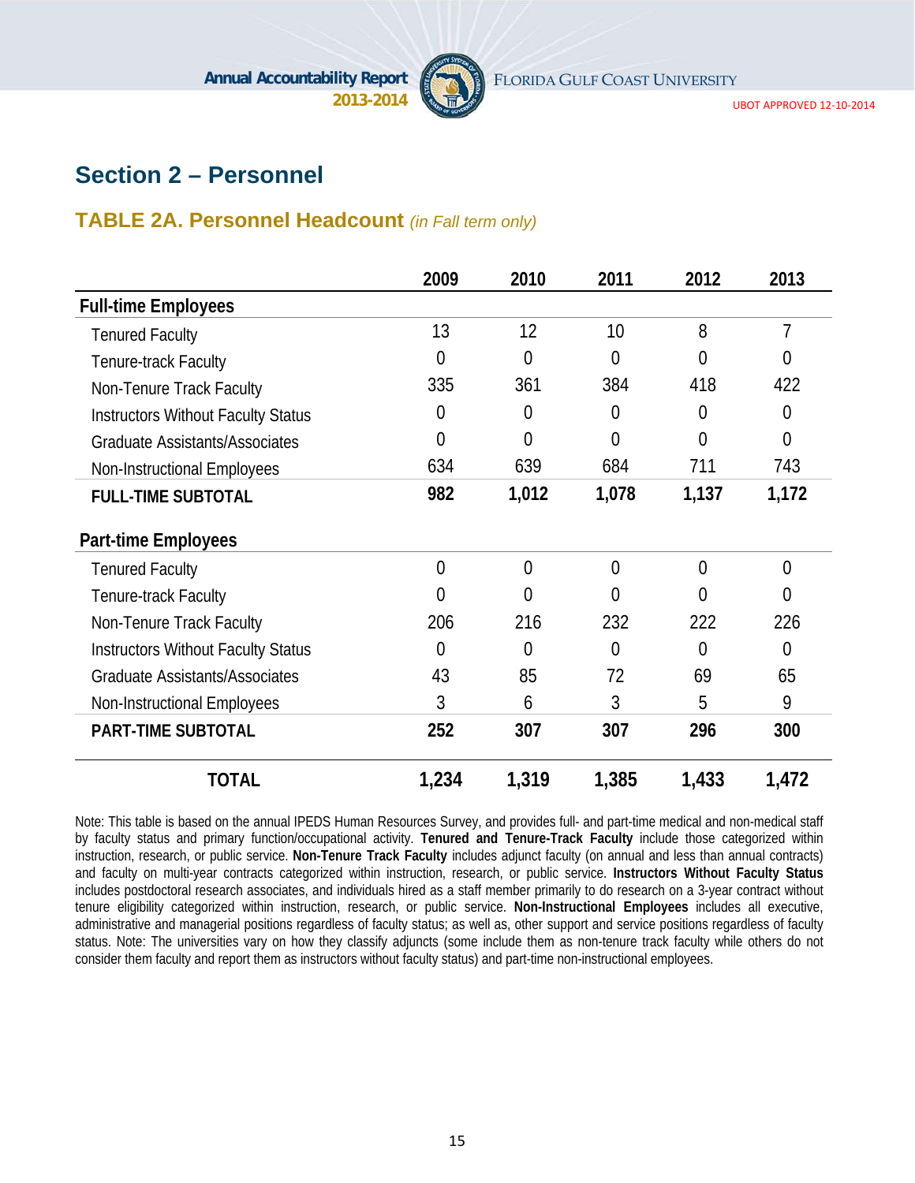# Section 2 – Personnel

## TABLE 2A. Personnel Headcount *(in Fall term only)*

| | 2009 | 2010 | 2011 | 2012 | 2013 |
|---|---|---|---|---|---|
| **Full-time Employees** | | | | | |
| Tenured Faculty | 13 | 12 | 10 | 8 | 7 |
| Tenure-track Faculty | 0 | 0 | 0 | 0 | 0 |
| Non-Tenure Track Faculty | 335 | 361 | 384 | 418 | 422 |
| Instructors Without Faculty Status | 0 | 0 | 0 | 0 | 0 |
| Graduate Assistants/Associates | 0 | 0 | 0 | 0 | 0 |
| Non-Instructional Employees | 634 | 639 | 684 | 711 | 743 |
| **FULL-TIME SUBTOTAL** | **982** | **1,012** | **1,078** | **1,137** | **1,172** |
| **Part-time Employees** | | | | | |
| Tenured Faculty | 0 | 0 | 0 | 0 | 0 |
| Tenure-track Faculty | 0 | 0 | 0 | 0 | 0 |
| Non-Tenure Track Faculty | 206 | 216 | 232 | 222 | 226 |
| Instructors Without Faculty Status | 0 | 0 | 0 | 0 | 0 |
| Graduate Assistants/Associates | 43 | 85 | 72 | 69 | 65 |
| Non-Instructional Employees | 3 | 6 | 3 | 5 | 9 |
| **PART-TIME SUBTOTAL** | **252** | **307** | **307** | **296** | **300** |
| **TOTAL** | **1,234** | **1,319** | **1,385** | **1,433** | **1,472** |

Note: This table is based on the annual IPEDS Human Resources Survey, and provides full- and part-time medical and non-medical staff by faculty status and primary function/occupational activity. **Tenured and Tenure-Track Faculty** include those categorized within instruction, research, or public service. **Non-Tenure Track Faculty** includes adjunct faculty (on annual and less than annual contracts) and faculty on multi-year contracts categorized within instruction, research, or public service. **Instructors Without Faculty Status** includes postdoctoral research associates, and individuals hired as a staff member primarily to do research on a 3-year contract without tenure eligibility categorized within instruction, research, or public service. **Non-Instructional Employees** includes all executive, administrative and managerial positions regardless of faculty status; as well as, other support and service positions regardless of faculty status. Note: The universities vary on how they classify adjuncts (some include them as non-tenure track faculty while others do not consider them faculty and report them as instructors without faculty status) and part-time non-instructional employees.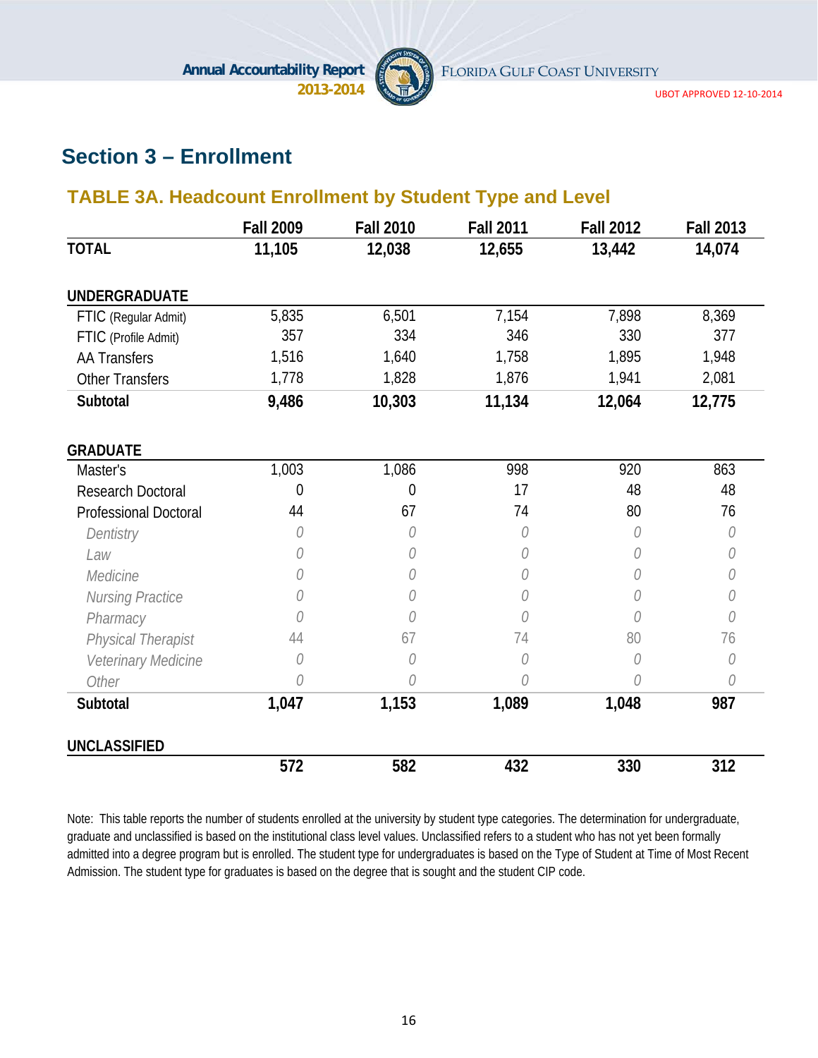## Section 3 – Enrollment

### TABLE 3A. Headcount Enrollment by Student Type and Level

| | Fall 2009 | Fall 2010 | Fall 2011 | Fall 2012 | Fall 2013 |
|---|---|---|---|---|---|
| **TOTAL** | **11,105** | **12,038** | **12,655** | **13,442** | **14,074** |
| **UNDERGRADUATE** | | | | | |
| FTIC (Regular Admit) | 5,835 | 6,501 | 7,154 | 7,898 | 8,369 |
| FTIC (Profile Admit) | 357 | 334 | 346 | 330 | 377 |
| AA Transfers | 1,516 | 1,640 | 1,758 | 1,895 | 1,948 |
| Other Transfers | 1,778 | 1,828 | 1,876 | 1,941 | 2,081 |
| **Subtotal** | **9,486** | **10,303** | **11,134** | **12,064** | **12,775** |
| **GRADUATE** | | | | | |
| Master's | 1,003 | 1,086 | 998 | 920 | 863 |
| Research Doctoral | 0 | 0 | 17 | 48 | 48 |
| Professional Doctoral | 44 | 67 | 74 | 80 | 76 |
| *Dentistry* | *0* | *0* | *0* | *0* | *0* |
| *Law* | *0* | *0* | *0* | *0* | *0* |
| *Medicine* | *0* | *0* | *0* | *0* | *0* |
| *Nursing Practice* | *0* | *0* | *0* | *0* | *0* |
| *Pharmacy* | *0* | *0* | *0* | *0* | *0* |
| *Physical Therapist* | *44* | *67* | *74* | *80* | *76* |
| *Veterinary Medicine* | *0* | *0* | *0* | *0* | *0* |
| *Other* | *0* | *0* | *0* | *0* | *0* |
| **Subtotal** | **1,047** | **1,153** | **1,089** | **1,048** | **987** |
| **UNCLASSIFIED** | **572** | **582** | **432** | **330** | **312** |

Note: This table reports the number of students enrolled at the university by student type categories. The determination for undergraduate, graduate and unclassified is based on the institutional class level values. Unclassified refers to a student who has not yet been formally admitted into a degree program but is enrolled. The student type for undergraduates is based on the Type of Student at Time of Most Recent Admission. The student type for graduates is based on the degree that is sought and the student CIP code.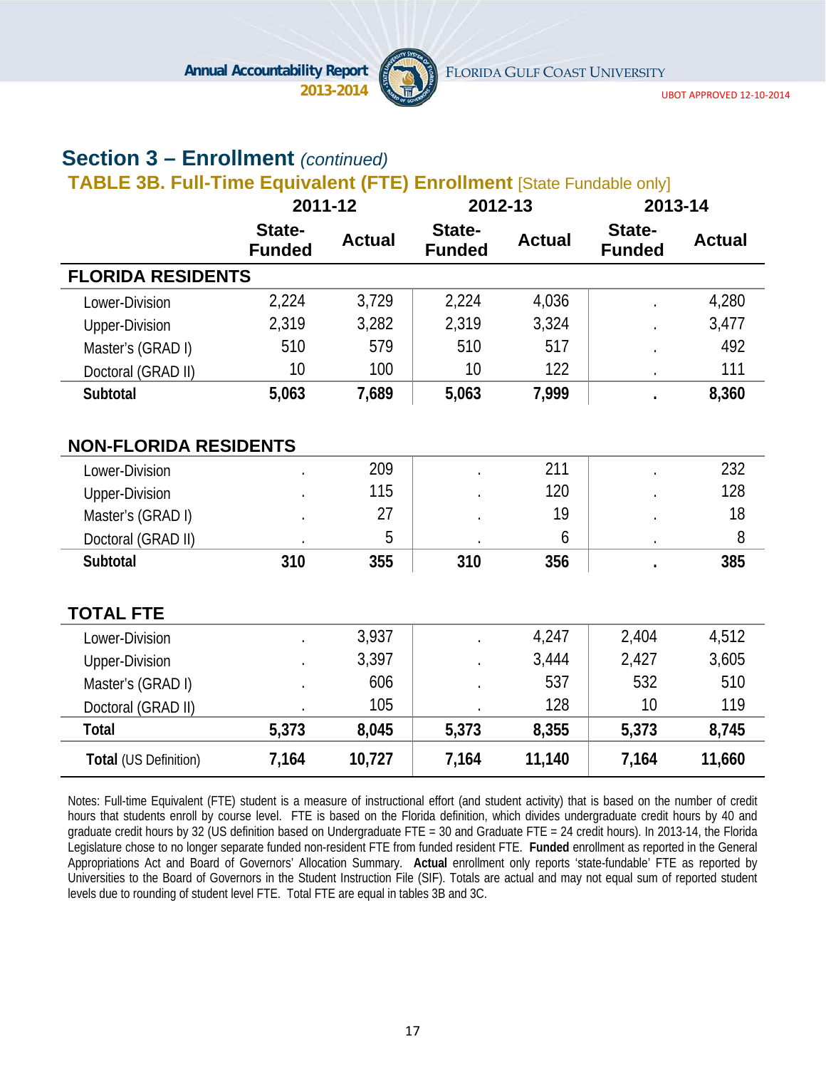## Section 3 – Enrollment *(continued)*

### TABLE 3B. Full-Time Equivalent (FTE) Enrollment [State Fundable only]

| | 2011-12 | | 2012-13 | | 2013-14 | |
|---|---|---|---|---|---|---|
| | State-Funded | Actual | State-Funded | Actual | State-Funded | Actual |
| **FLORIDA RESIDENTS** | | | | | | |
| Lower-Division | 2,224 | 3,729 | 2,224 | 4,036 | . | 4,280 |
| Upper-Division | 2,319 | 3,282 | 2,319 | 3,324 | . | 3,477 |
| Master's (GRAD I) | 510 | 579 | 510 | 517 | . | 492 |
| Doctoral (GRAD II) | 10 | 100 | 10 | 122 | . | 111 |
| **Subtotal** | **5,063** | **7,689** | **5,063** | **7,999** | **.** | **8,360** |
| **NON-FLORIDA RESIDENTS** | | | | | | |
| Lower-Division | . | 209 | . | 211 | . | 232 |
| Upper-Division | . | 115 | . | 120 | . | 128 |
| Master's (GRAD I) | . | 27 | . | 19 | . | 18 |
| Doctoral (GRAD II) | . | 5 | . | 6 | . | 8 |
| **Subtotal** | **310** | **355** | **310** | **356** | **.** | **385** |
| **TOTAL FTE** | | | | | | |
| Lower-Division | . | 3,937 | . | 4,247 | 2,404 | 4,512 |
| Upper-Division | . | 3,397 | . | 3,444 | 2,427 | 3,605 |
| Master's (GRAD I) | . | 606 | . | 537 | 532 | 510 |
| Doctoral (GRAD II) | . | 105 | . | 128 | 10 | 119 |
| **Total** | **5,373** | **8,045** | **5,373** | **8,355** | **5,373** | **8,745** |
| **Total** (US Definition) | **7,164** | **10,727** | **7,164** | **11,140** | **7,164** | **11,660** |

Notes: Full-time Equivalent (FTE) student is a measure of instructional effort (and student activity) that is based on the number of credit hours that students enroll by course level. FTE is based on the Florida definition, which divides undergraduate credit hours by 40 and graduate credit hours by 32 (US definition based on Undergraduate FTE = 30 and Graduate FTE = 24 credit hours). In 2013-14, the Florida Legislature chose to no longer separate funded non-resident FTE from funded resident FTE. **Funded** enrollment as reported in the General Appropriations Act and Board of Governors' Allocation Summary. **Actual** enrollment only reports 'state-fundable' FTE as reported by Universities to the Board of Governors in the Student Instruction File (SIF). Totals are actual and may not equal sum of reported student levels due to rounding of student level FTE. Total FTE are equal in tables 3B and 3C.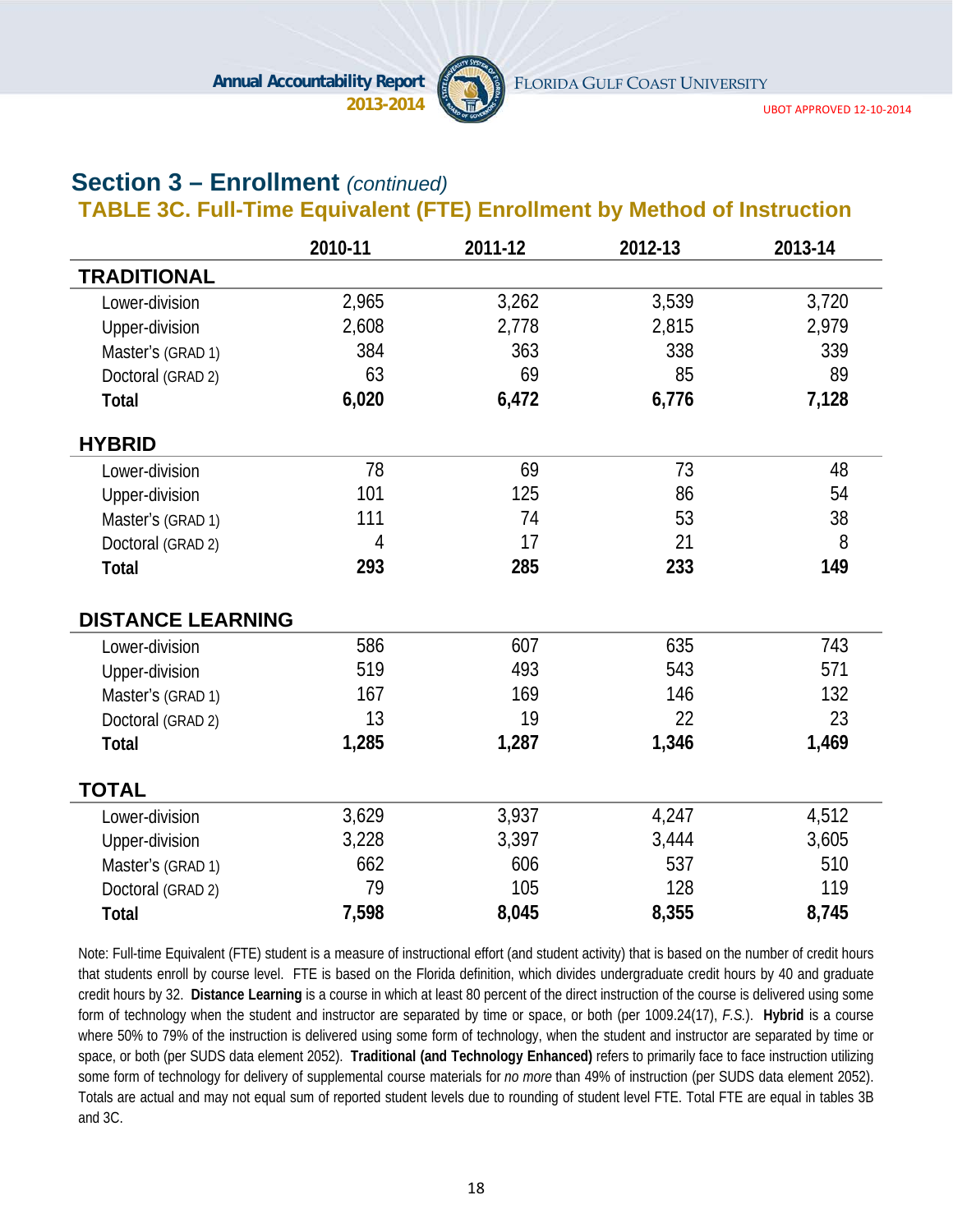## Section 3 – Enrollment *(continued)*

### TABLE 3C. Full-Time Equivalent (FTE) Enrollment by Method of Instruction

| | 2010-11 | 2011-12 | 2012-13 | 2013-14 |
|---|---|---|---|---|
| **TRADITIONAL** | | | | |
| Lower-division | 2,965 | 3,262 | 3,539 | 3,720 |
| Upper-division | 2,608 | 2,778 | 2,815 | 2,979 |
| Master's (GRAD 1) | 384 | 363 | 338 | 339 |
| Doctoral (GRAD 2) | 63 | 69 | 85 | 89 |
| **Total** | **6,020** | **6,472** | **6,776** | **7,128** |
| **HYBRID** | | | | |
| Lower-division | 78 | 69 | 73 | 48 |
| Upper-division | 101 | 125 | 86 | 54 |
| Master's (GRAD 1) | 111 | 74 | 53 | 38 |
| Doctoral (GRAD 2) | 4 | 17 | 21 | 8 |
| **Total** | **293** | **285** | **233** | **149** |
| **DISTANCE LEARNING** | | | | |
| Lower-division | 586 | 607 | 635 | 743 |
| Upper-division | 519 | 493 | 543 | 571 |
| Master's (GRAD 1) | 167 | 169 | 146 | 132 |
| Doctoral (GRAD 2) | 13 | 19 | 22 | 23 |
| **Total** | **1,285** | **1,287** | **1,346** | **1,469** |
| **TOTAL** | | | | |
| Lower-division | 3,629 | 3,937 | 4,247 | 4,512 |
| Upper-division | 3,228 | 3,397 | 3,444 | 3,605 |
| Master's (GRAD 1) | 662 | 606 | 537 | 510 |
| Doctoral (GRAD 2) | 79 | 105 | 128 | 119 |
| **Total** | **7,598** | **8,045** | **8,355** | **8,745** |

Note: Full-time Equivalent (FTE) student is a measure of instructional effort (and student activity) that is based on the number of credit hours that students enroll by course level. FTE is based on the Florida definition, which divides undergraduate credit hours by 40 and graduate credit hours by 32. **Distance Learning** is a course in which at least 80 percent of the direct instruction of the course is delivered using some form of technology when the student and instructor are separated by time or space, or both (per 1009.24(17), *F.S.*). **Hybrid** is a course where 50% to 79% of the instruction is delivered using some form of technology, when the student and instructor are separated by time or space, or both (per SUDS data element 2052). **Traditional (and Technology Enhanced)** refers to primarily face to face instruction utilizing some form of technology for delivery of supplemental course materials for *no more* than 49% of instruction (per SUDS data element 2052). Totals are actual and may not equal sum of reported student levels due to rounding of student level FTE. Total FTE are equal in tables 3B and 3C.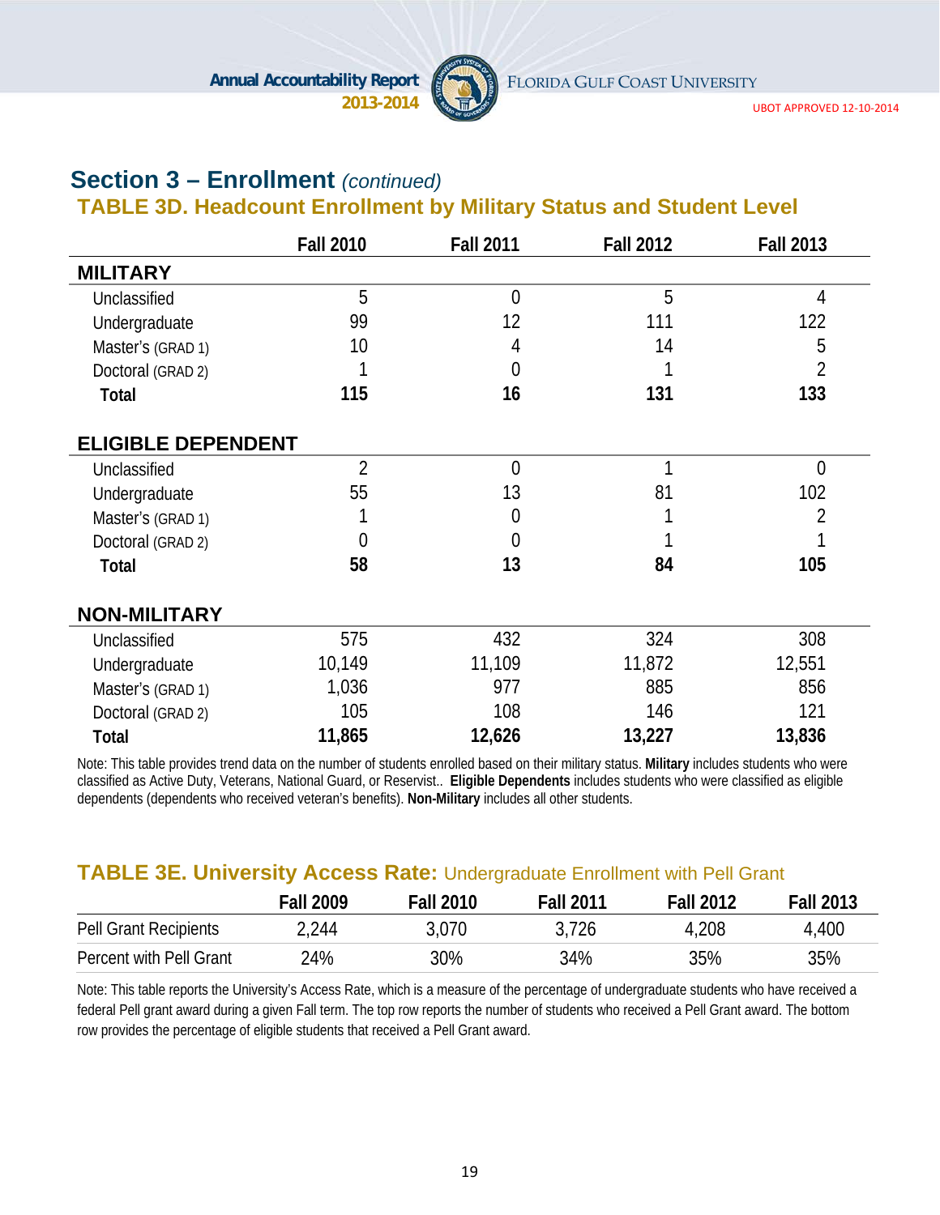## Section 3 – Enrollment *(continued)*

### TABLE 3D. Headcount Enrollment by Military Status and Student Level

| | Fall 2010 | Fall 2011 | Fall 2012 | Fall 2013 |
|---|---|---|---|---|
| **MILITARY** | | | | |
| Unclassified | 5 | 0 | 5 | 4 |
| Undergraduate | 99 | 12 | 111 | 122 |
| Master's (GRAD 1) | 10 | 4 | 14 | 5 |
| Doctoral (GRAD 2) | 1 | 0 | 1 | 2 |
| **Total** | **115** | **16** | **131** | **133** |
| **ELIGIBLE DEPENDENT** | | | | |
| Unclassified | 2 | 0 | 1 | 0 |
| Undergraduate | 55 | 13 | 81 | 102 |
| Master's (GRAD 1) | 1 | 0 | 1 | 2 |
| Doctoral (GRAD 2) | 0 | 0 | 1 | 1 |
| **Total** | **58** | **13** | **84** | **105** |
| **NON-MILITARY** | | | | |
| Unclassified | 575 | 432 | 324 | 308 |
| Undergraduate | 10,149 | 11,109 | 11,872 | 12,551 |
| Master's (GRAD 1) | 1,036 | 977 | 885 | 856 |
| Doctoral (GRAD 2) | 105 | 108 | 146 | 121 |
| **Total** | **11,865** | **12,626** | **13,227** | **13,836** |

Note: This table provides trend data on the number of students enrolled based on their military status. **Military** includes students who were classified as Active Duty, Veterans, National Guard, or Reservist.. **Eligible Dependents** includes students who were classified as eligible dependents (dependents who received veteran's benefits). **Non-Military** includes all other students.

### TABLE 3E. University Access Rate: Undergraduate Enrollment with Pell Grant

| | Fall 2009 | Fall 2010 | Fall 2011 | Fall 2012 | Fall 2013 |
|---|---|---|---|---|---|
| Pell Grant Recipients | 2,244 | 3,070 | 3,726 | 4,208 | 4,400 |
| Percent with Pell Grant | 24% | 30% | 34% | 35% | 35% |

Note: This table reports the University's Access Rate, which is a measure of the percentage of undergraduate students who have received a federal Pell grant award during a given Fall term. The top row reports the number of students who received a Pell Grant award. The bottom row provides the percentage of eligible students that received a Pell Grant award.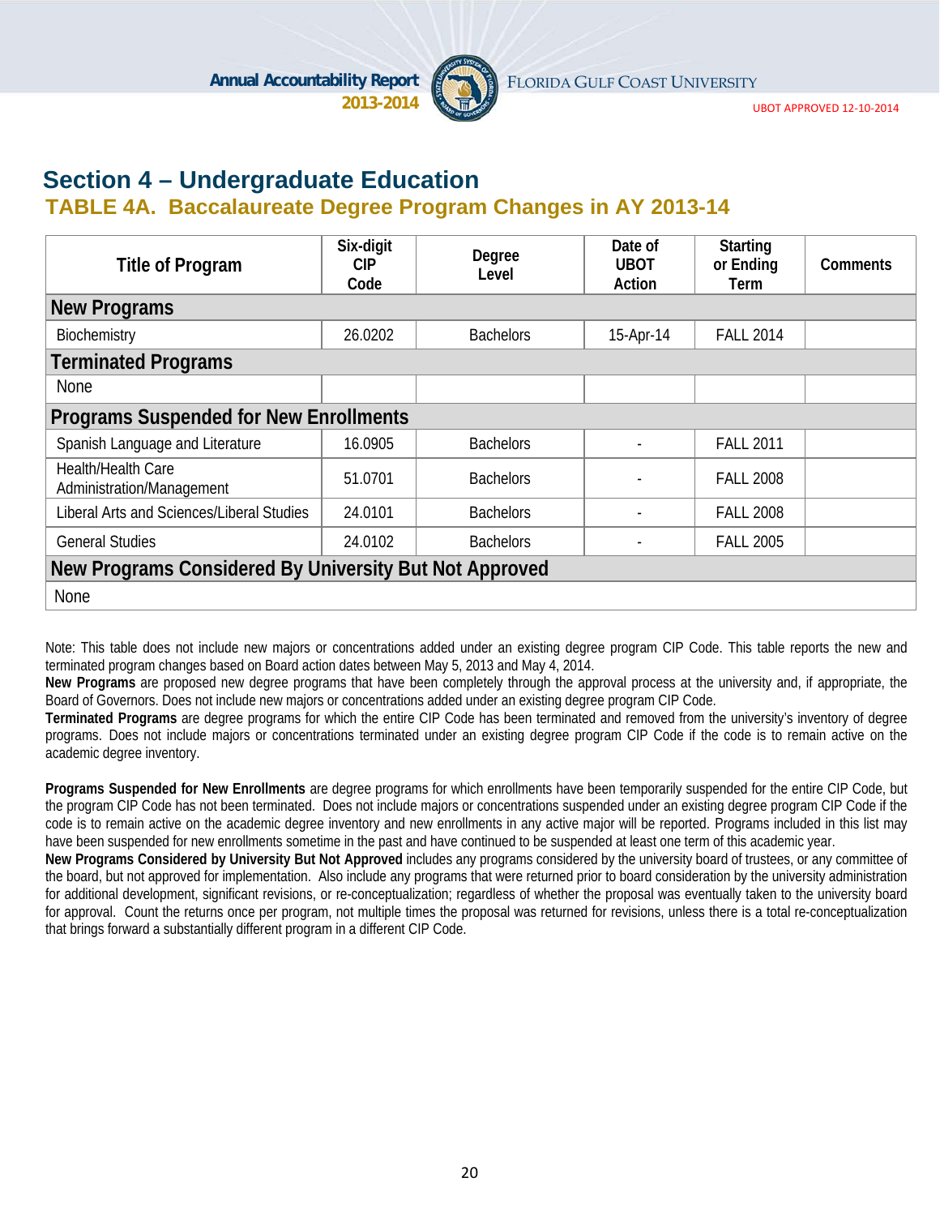## Section 4 – Undergraduate Education

### TABLE 4A. Baccalaureate Degree Program Changes in AY 2013-14

| Title of Program | Six-digit CIP Code | Degree Level | Date of UBOT Action | Starting or Ending Term | Comments |
|---|---|---|---|---|---|
| **New Programs** | | | | | |
| Biochemistry | 26.0202 | Bachelors | 15-Apr-14 | FALL 2014 | |
| **Terminated Programs** | | | | | |
| None | | | | | |
| **Programs Suspended for New Enrollments** | | | | | |
| Spanish Language and Literature | 16.0905 | Bachelors | - | FALL 2011 | |
| Health/Health Care Administration/Management | 51.0701 | Bachelors | - | FALL 2008 | |
| Liberal Arts and Sciences/Liberal Studies | 24.0101 | Bachelors | - | FALL 2008 | |
| General Studies | 24.0102 | Bachelors | - | FALL 2005 | |
| **New Programs Considered By University But Not Approved** | | | | | |
| None | | | | | |

Note: This table does not include new majors or concentrations added under an existing degree program CIP Code. This table reports the new and terminated program changes based on Board action dates between May 5, 2013 and May 4, 2014.

**New Programs** are proposed new degree programs that have been completely through the approval process at the university and, if appropriate, the Board of Governors. Does not include new majors or concentrations added under an existing degree program CIP Code.

**Terminated Programs** are degree programs for which the entire CIP Code has been terminated and removed from the university's inventory of degree programs. Does not include majors or concentrations terminated under an existing degree program CIP Code if the code is to remain active on the academic degree inventory.

**Programs Suspended for New Enrollments** are degree programs for which enrollments have been temporarily suspended for the entire CIP Code, but the program CIP Code has not been terminated. Does not include majors or concentrations suspended under an existing degree program CIP Code if the code is to remain active on the academic degree inventory and new enrollments in any active major will be reported. Programs included in this list may have been suspended for new enrollments sometime in the past and have continued to be suspended at least one term of this academic year.

**New Programs Considered by University But Not Approved** includes any programs considered by the university board of trustees, or any committee of the board, but not approved for implementation. Also include any programs that were returned prior to board consideration by the university administration for additional development, significant revisions, or re-conceptualization; regardless of whether the proposal was eventually taken to the university board for approval. Count the returns once per program, not multiple times the proposal was returned for revisions, unless there is a total re-conceptualization that brings forward a substantially different program in a different CIP Code.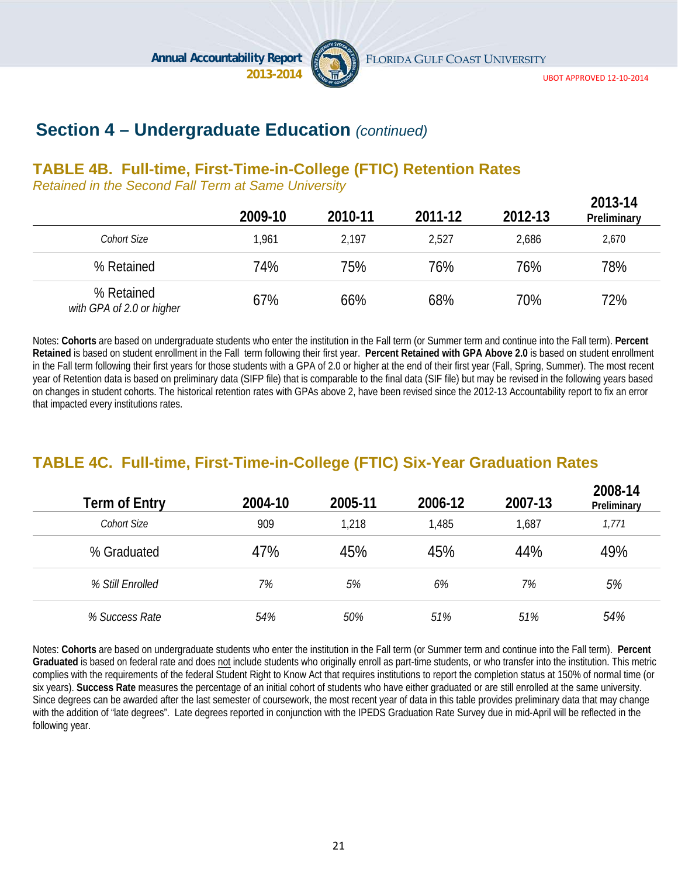## Section 4 – Undergraduate Education *(continued)*

### TABLE 4B. Full-time, First-Time-in-College (FTIC) Retention Rates

*Retained in the Second Fall Term at Same University*

| | 2009-10 | 2010-11 | 2011-12 | 2012-13 | 2013-14 Preliminary |
|---|---|---|---|---|---|
| *Cohort Size* | 1,961 | 2,197 | 2,527 | 2,686 | 2,670 |
| % Retained | 74% | 75% | 76% | 76% | 78% |
| % Retained *with GPA of 2.0 or higher* | 67% | 66% | 68% | 70% | 72% |

Notes: **Cohorts** are based on undergraduate students who enter the institution in the Fall term (or Summer term and continue into the Fall term). **Percent Retained** is based on student enrollment in the Fall term following their first year. **Percent Retained with GPA Above 2.0** is based on student enrollment in the Fall term following their first years for those students with a GPA of 2.0 or higher at the end of their first year (Fall, Spring, Summer). The most recent year of Retention data is based on preliminary data (SIFP file) that is comparable to the final data (SIF file) but may be revised in the following years based on changes in student cohorts. The historical retention rates with GPAs above 2, have been revised since the 2012-13 Accountability report to fix an error that impacted every institutions rates.

### TABLE 4C. Full-time, First-Time-in-College (FTIC) Six-Year Graduation Rates

| Term of Entry | 2004-10 | 2005-11 | 2006-12 | 2007-13 | 2008-14 Preliminary |
|---|---|---|---|---|---|
| *Cohort Size* | 909 | 1,218 | 1,485 | 1,687 | *1,771* |
| % Graduated | 47% | 45% | 45% | 44% | 49% |
| *% Still Enrolled* | *7%* | *5%* | *6%* | *7%* | *5%* |
| *% Success Rate* | *54%* | *50%* | *51%* | *51%* | *54%* |

Notes: **Cohorts** are based on undergraduate students who enter the institution in the Fall term (or Summer term and continue into the Fall term). **Percent Graduated** is based on federal rate and does not include students who originally enroll as part-time students, or who transfer into the institution. This metric complies with the requirements of the federal Student Right to Know Act that requires institutions to report the completion status at 150% of normal time (or six years). **Success Rate** measures the percentage of an initial cohort of students who have either graduated or are still enrolled at the same university. Since degrees can be awarded after the last semester of coursework, the most recent year of data in this table provides preliminary data that may change with the addition of "late degrees". Late degrees reported in conjunction with the IPEDS Graduation Rate Survey due in mid-April will be reflected in the following year.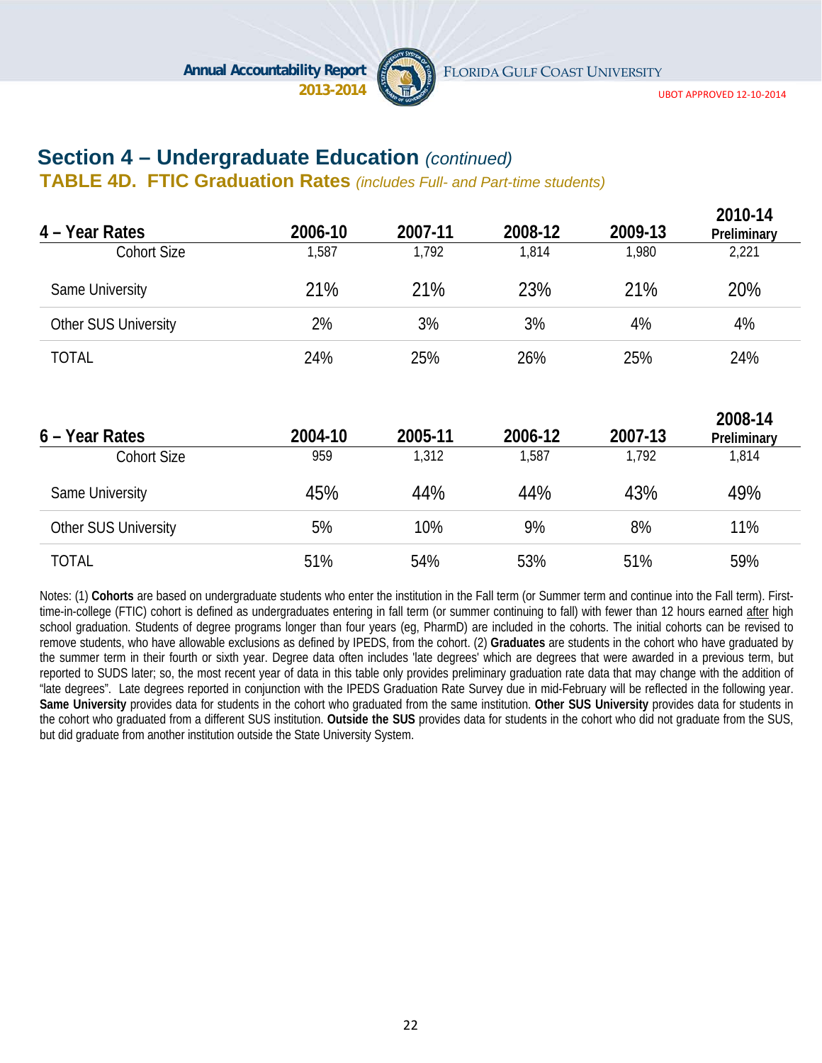## Section 4 – Undergraduate Education *(continued)*

### TABLE 4D. FTIC Graduation Rates *(includes Full- and Part-time students)*

| 4 – Year Rates | 2006-10 | 2007-11 | 2008-12 | 2009-13 | 2010-14 Preliminary |
|---|---|---|---|---|---|
| Cohort Size | 1,587 | 1,792 | 1,814 | 1,980 | 2,221 |
| Same University | 21% | 21% | 23% | 21% | 20% |
| Other SUS University | 2% | 3% | 3% | 4% | 4% |
| TOTAL | 24% | 25% | 26% | 25% | 24% |

| 6 – Year Rates | 2004-10 | 2005-11 | 2006-12 | 2007-13 | 2008-14 Preliminary |
|---|---|---|---|---|---|
| Cohort Size | 959 | 1,312 | 1,587 | 1,792 | 1,814 |
| Same University | 45% | 44% | 44% | 43% | 49% |
| Other SUS University | 5% | 10% | 9% | 8% | 11% |
| TOTAL | 51% | 54% | 53% | 51% | 59% |

Notes: (1) **Cohorts** are based on undergraduate students who enter the institution in the Fall term (or Summer term and continue into the Fall term). First-time-in-college (FTIC) cohort is defined as undergraduates entering in fall term (or summer continuing to fall) with fewer than 12 hours earned after high school graduation. Students of degree programs longer than four years (eg, PharmD) are included in the cohorts. The initial cohorts can be revised to remove students, who have allowable exclusions as defined by IPEDS, from the cohort. (2) **Graduates** are students in the cohort who have graduated by the summer term in their fourth or sixth year. Degree data often includes 'late degrees' which are degrees that were awarded in a previous term, but reported to SUDS later; so, the most recent year of data in this table only provides preliminary graduation rate data that may change with the addition of "late degrees". Late degrees reported in conjunction with the IPEDS Graduation Rate Survey due in mid-February will be reflected in the following year. **Same University** provides data for students in the cohort who graduated from the same institution. **Other SUS University** provides data for students in the cohort who graduated from a different SUS institution. **Outside the SUS** provides data for students in the cohort who did not graduate from the SUS, but did graduate from another institution outside the State University System.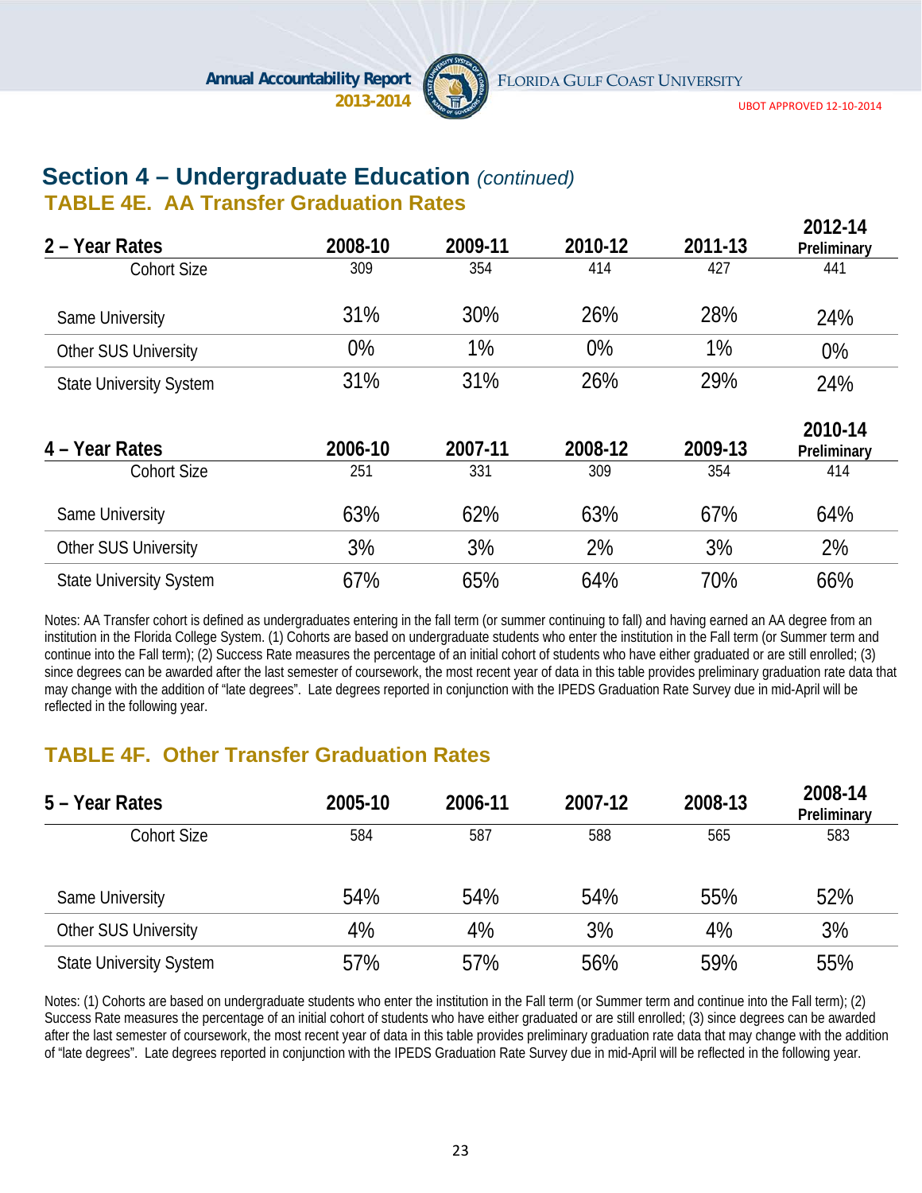## Section 4 – Undergraduate Education *(continued)*

### TABLE 4E. AA Transfer Graduation Rates

| 2 – Year Rates | 2008-10 | 2009-11 | 2010-12 | 2011-13 | 2012-14 Preliminary |
|---|---|---|---|---|---|
| Cohort Size | 309 | 354 | 414 | 427 | 441 |
| Same University | 31% | 30% | 26% | 28% | 24% |
| Other SUS University | 0% | 1% | 0% | 1% | 0% |
| State University System | 31% | 31% | 26% | 29% | 24% |

| 4 – Year Rates | 2006-10 | 2007-11 | 2008-12 | 2009-13 | 2010-14 Preliminary |
|---|---|---|---|---|---|
| Cohort Size | 251 | 331 | 309 | 354 | 414 |
| Same University | 63% | 62% | 63% | 67% | 64% |
| Other SUS University | 3% | 3% | 2% | 3% | 2% |
| State University System | 67% | 65% | 64% | 70% | 66% |

Notes: AA Transfer cohort is defined as undergraduates entering in the fall term (or summer continuing to fall) and having earned an AA degree from an institution in the Florida College System. (1) Cohorts are based on undergraduate students who enter the institution in the Fall term (or Summer term and continue into the Fall term); (2) Success Rate measures the percentage of an initial cohort of students who have either graduated or are still enrolled; (3) since degrees can be awarded after the last semester of coursework, the most recent year of data in this table provides preliminary graduation rate data that may change with the addition of "late degrees". Late degrees reported in conjunction with the IPEDS Graduation Rate Survey due in mid-April will be reflected in the following year.

### TABLE 4F. Other Transfer Graduation Rates

| 5 – Year Rates | 2005-10 | 2006-11 | 2007-12 | 2008-13 | 2008-14 Preliminary |
|---|---|---|---|---|---|
| Cohort Size | 584 | 587 | 588 | 565 | 583 |
| Same University | 54% | 54% | 54% | 55% | 52% |
| Other SUS University | 4% | 4% | 3% | 4% | 3% |
| State University System | 57% | 57% | 56% | 59% | 55% |

Notes: (1) Cohorts are based on undergraduate students who enter the institution in the Fall term (or Summer term and continue into the Fall term); (2) Success Rate measures the percentage of an initial cohort of students who have either graduated or are still enrolled; (3) since degrees can be awarded after the last semester of coursework, the most recent year of data in this table provides preliminary graduation rate data that may change with the addition of "late degrees". Late degrees reported in conjunction with the IPEDS Graduation Rate Survey due in mid-April will be reflected in the following year.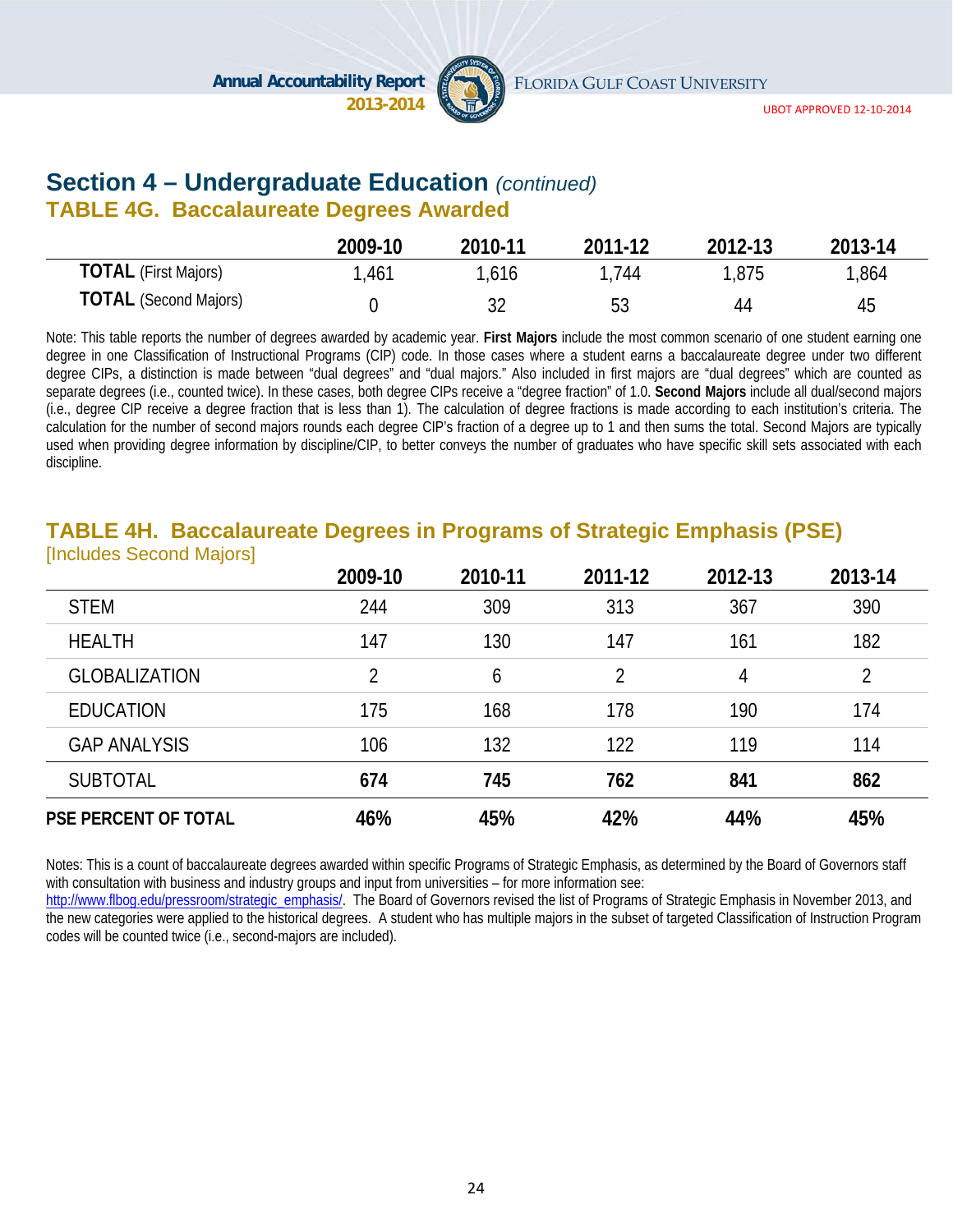## Section 4 – Undergraduate Education *(continued)*

### TABLE 4G. Baccalaureate Degrees Awarded

| | 2009-10 | 2010-11 | 2011-12 | 2012-13 | 2013-14 |
|---|---|---|---|---|---|
| **TOTAL** (First Majors) | 1,461 | 1,616 | 1,744 | 1,875 | 1,864 |
| **TOTAL** (Second Majors) | 0 | 32 | 53 | 44 | 45 |

Note: This table reports the number of degrees awarded by academic year. **First Majors** include the most common scenario of one student earning one degree in one Classification of Instructional Programs (CIP) code. In those cases where a student earns a baccalaureate degree under two different degree CIPs, a distinction is made between "dual degrees" and "dual majors." Also included in first majors are "dual degrees" which are counted as separate degrees (i.e., counted twice). In these cases, both degree CIPs receive a "degree fraction" of 1.0. **Second Majors** include all dual/second majors (i.e., degree CIP receive a degree fraction that is less than 1). The calculation of degree fractions is made according to each institution's criteria. The calculation for the number of second majors rounds each degree CIP's fraction of a degree up to 1 and then sums the total. Second Majors are typically used when providing degree information by discipline/CIP, to better conveys the number of graduates who have specific skill sets associated with each discipline.

### TABLE 4H. Baccalaureate Degrees in Programs of Strategic Emphasis (PSE)

[Includes Second Majors]

| | 2009-10 | 2010-11 | 2011-12 | 2012-13 | 2013-14 |
|---|---|---|---|---|---|
| STEM | 244 | 309 | 313 | 367 | 390 |
| HEALTH | 147 | 130 | 147 | 161 | 182 |
| GLOBALIZATION | 2 | 6 | 2 | 4 | 2 |
| EDUCATION | 175 | 168 | 178 | 190 | 174 |
| GAP ANALYSIS | 106 | 132 | 122 | 119 | 114 |
| SUBTOTAL | **674** | **745** | **762** | **841** | **862** |
| **PSE PERCENT OF TOTAL** | **46%** | **45%** | **42%** | **44%** | **45%** |

Notes: This is a count of baccalaureate degrees awarded within specific Programs of Strategic Emphasis, as determined by the Board of Governors staff with consultation with business and industry groups and input from universities – for more information see: http://www.flbog.edu/pressroom/strategic_emphasis/. The Board of Governors revised the list of Programs of Strategic Emphasis in November 2013, and the new categories were applied to the historical degrees. A student who has multiple majors in the subset of targeted Classification of Instruction Program codes will be counted twice (i.e., second-majors are included).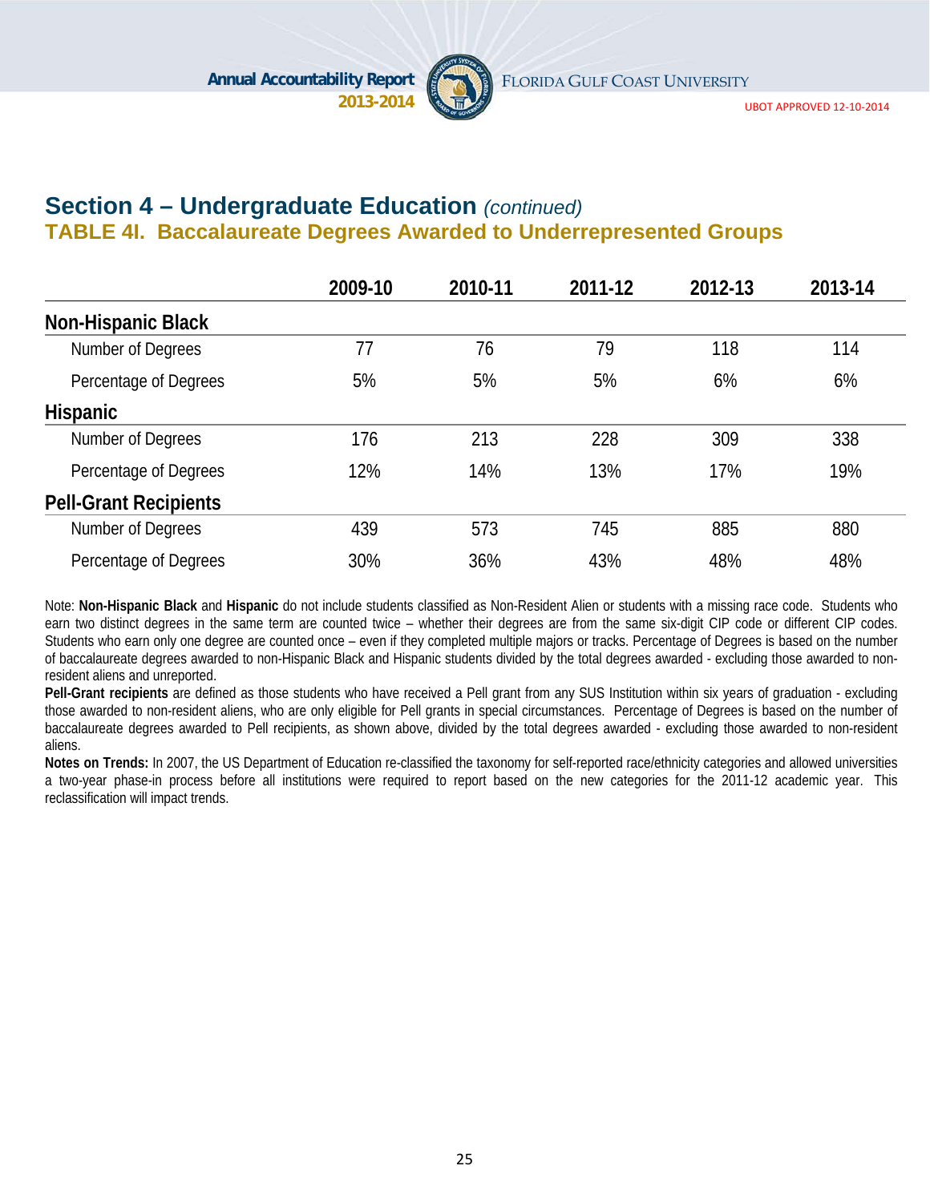## Section 4 – Undergraduate Education *(continued)*

### TABLE 4I. Baccalaureate Degrees Awarded to Underrepresented Groups

| | 2009-10 | 2010-11 | 2011-12 | 2012-13 | 2013-14 |
|---|---|---|---|---|---|
| **Non-Hispanic Black** | | | | | |
| Number of Degrees | 77 | 76 | 79 | 118 | 114 |
| Percentage of Degrees | 5% | 5% | 5% | 6% | 6% |
| **Hispanic** | | | | | |
| Number of Degrees | 176 | 213 | 228 | 309 | 338 |
| Percentage of Degrees | 12% | 14% | 13% | 17% | 19% |
| **Pell-Grant Recipients** | | | | | |
| Number of Degrees | 439 | 573 | 745 | 885 | 880 |
| Percentage of Degrees | 30% | 36% | 43% | 48% | 48% |

Note: **Non-Hispanic Black** and **Hispanic** do not include students classified as Non-Resident Alien or students with a missing race code. Students who earn two distinct degrees in the same term are counted twice – whether their degrees are from the same six-digit CIP code or different CIP codes. Students who earn only one degree are counted once – even if they completed multiple majors or tracks. Percentage of Degrees is based on the number of baccalaureate degrees awarded to non-Hispanic Black and Hispanic students divided by the total degrees awarded - excluding those awarded to non-resident aliens and unreported.

**Pell-Grant recipients** are defined as those students who have received a Pell grant from any SUS Institution within six years of graduation - excluding those awarded to non-resident aliens, who are only eligible for Pell grants in special circumstances. Percentage of Degrees is based on the number of baccalaureate degrees awarded to Pell recipients, as shown above, divided by the total degrees awarded - excluding those awarded to non-resident aliens.

**Notes on Trends:** In 2007, the US Department of Education re-classified the taxonomy for self-reported race/ethnicity categories and allowed universities a two-year phase-in process before all institutions were required to report based on the new categories for the 2011-12 academic year. This reclassification will impact trends.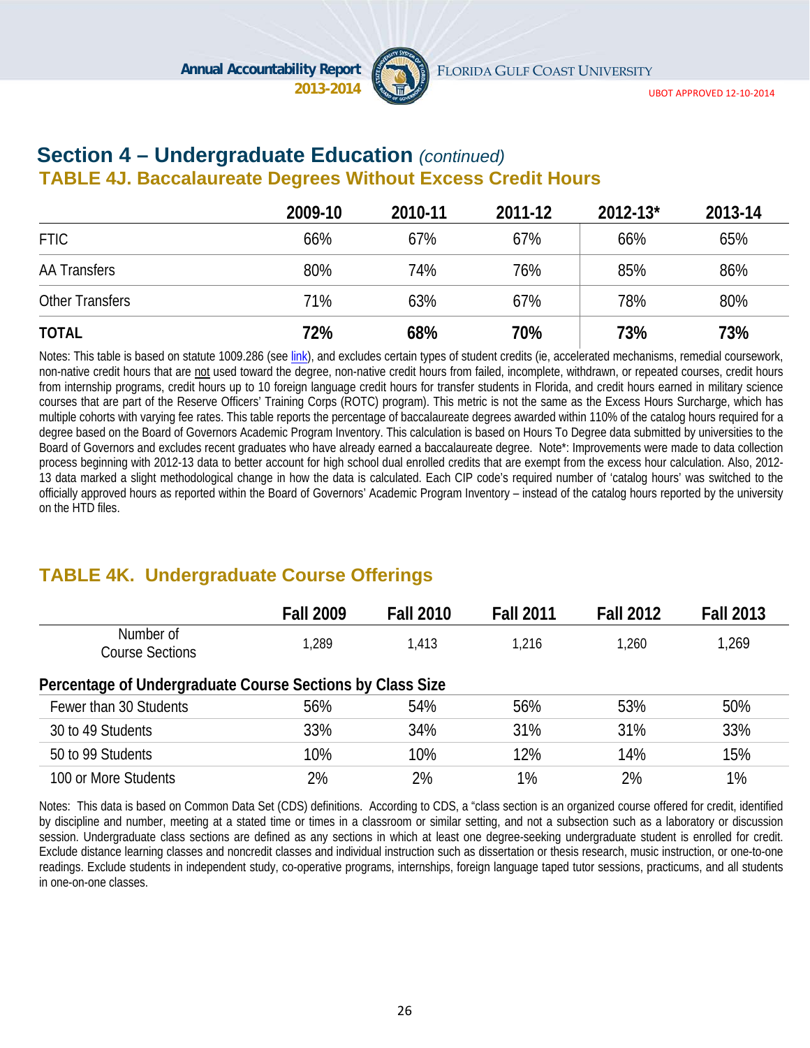## Section 4 – Undergraduate Education *(continued)*

### TABLE 4J. Baccalaureate Degrees Without Excess Credit Hours

| | 2009-10 | 2010-11 | 2011-12 | 2012-13* | 2013-14 |
|---|---|---|---|---|---|
| FTIC | 66% | 67% | 67% | 66% | 65% |
| AA Transfers | 80% | 74% | 76% | 85% | 86% |
| Other Transfers | 71% | 63% | 67% | 78% | 80% |
| **TOTAL** | **72%** | **68%** | **70%** | **73%** | **73%** |

Notes: This table is based on statute 1009.286 (see link), and excludes certain types of student credits (ie, accelerated mechanisms, remedial coursework, non-native credit hours that are not used toward the degree, non-native credit hours from failed, incomplete, withdrawn, or repeated courses, credit hours from internship programs, credit hours up to 10 foreign language credit hours for transfer students in Florida, and credit hours earned in military science courses that are part of the Reserve Officers' Training Corps (ROTC) program). This metric is not the same as the Excess Hours Surcharge, which has multiple cohorts with varying fee rates. This table reports the percentage of baccalaureate degrees awarded within 110% of the catalog hours required for a degree based on the Board of Governors Academic Program Inventory. This calculation is based on Hours To Degree data submitted by universities to the Board of Governors and excludes recent graduates who have already earned a baccalaureate degree. Note*: Improvements were made to data collection process beginning with 2012-13 data to better account for high school dual enrolled credits that are exempt from the excess hour calculation. Also, 2012-13 data marked a slight methodological change in how the data is calculated. Each CIP code's required number of 'catalog hours' was switched to the officially approved hours as reported within the Board of Governors' Academic Program Inventory – instead of the catalog hours reported by the university on the HTD files.

### TABLE 4K. Undergraduate Course Offerings

| | Fall 2009 | Fall 2010 | Fall 2011 | Fall 2012 | Fall 2013 |
|---|---|---|---|---|---|
| Number of Course Sections | 1,289 | 1,413 | 1,216 | 1,260 | 1,269 |
| **Percentage of Undergraduate Course Sections by Class Size** | | | | | |
| Fewer than 30 Students | 56% | 54% | 56% | 53% | 50% |
| 30 to 49 Students | 33% | 34% | 31% | 31% | 33% |
| 50 to 99 Students | 10% | 10% | 12% | 14% | 15% |
| 100 or More Students | 2% | 2% | 1% | 2% | 1% |

Notes: This data is based on Common Data Set (CDS) definitions. According to CDS, a "class section is an organized course offered for credit, identified by discipline and number, meeting at a stated time or times in a classroom or similar setting, and not a subsection such as a laboratory or discussion session. Undergraduate class sections are defined as any sections in which at least one degree-seeking undergraduate student is enrolled for credit. Exclude distance learning classes and noncredit classes and individual instruction such as dissertation or thesis research, music instruction, or one-to-one readings. Exclude students in independent study, co-operative programs, internships, foreign language taped tutor sessions, practicums, and all students in one-on-one classes.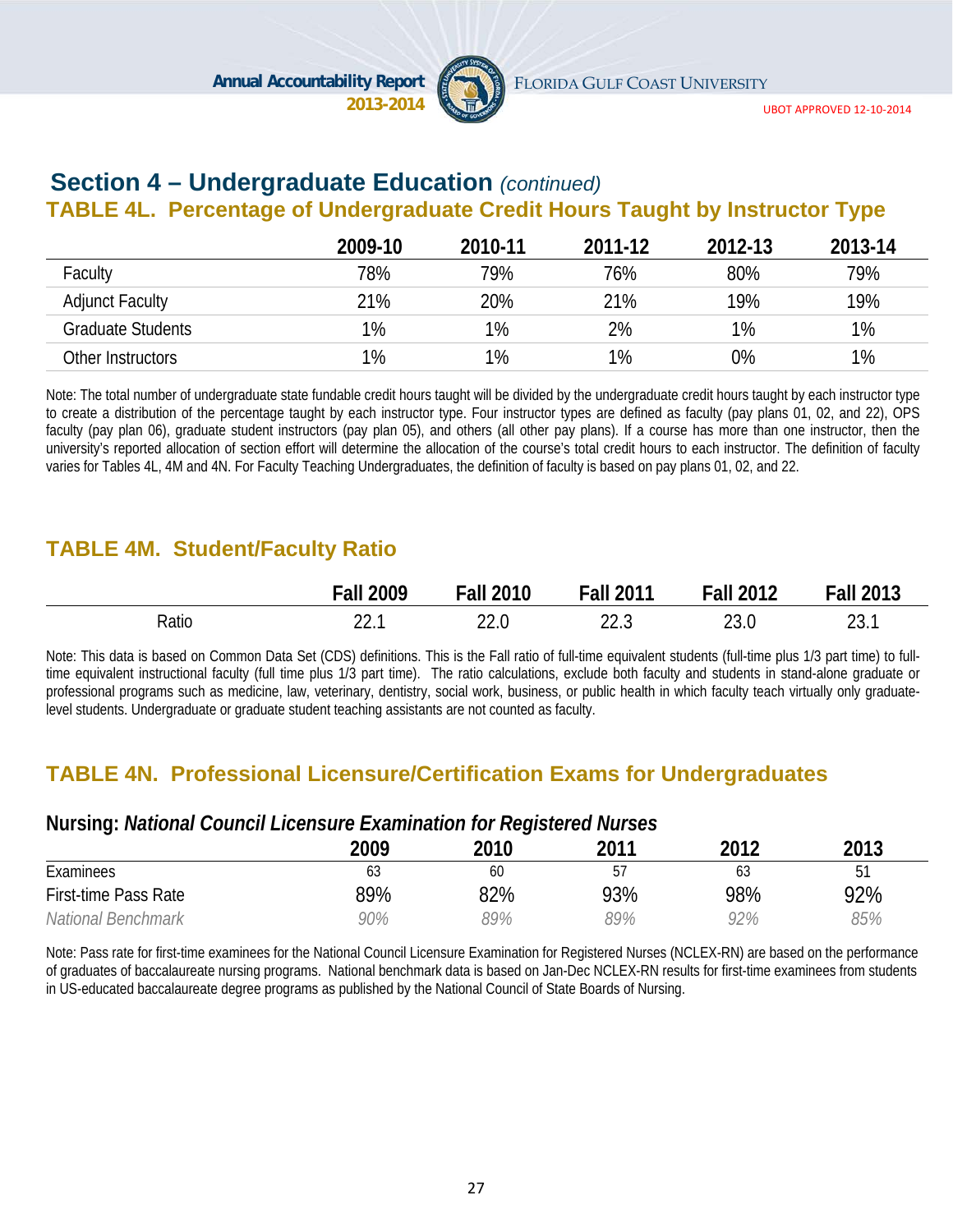## Section 4 – Undergraduate Education *(continued)*

### TABLE 4L. Percentage of Undergraduate Credit Hours Taught by Instructor Type

| | 2009-10 | 2010-11 | 2011-12 | 2012-13 | 2013-14 |
|---|---|---|---|---|---|
| Faculty | 78% | 79% | 76% | 80% | 79% |
| Adjunct Faculty | 21% | 20% | 21% | 19% | 19% |
| Graduate Students | 1% | 1% | 2% | 1% | 1% |
| Other Instructors | 1% | 1% | 1% | 0% | 1% |

Note: The total number of undergraduate state fundable credit hours taught will be divided by the undergraduate credit hours taught by each instructor type to create a distribution of the percentage taught by each instructor type. Four instructor types are defined as faculty (pay plans 01, 02, and 22), OPS faculty (pay plan 06), graduate student instructors (pay plan 05), and others (all other pay plans). If a course has more than one instructor, then the university's reported allocation of section effort will determine the allocation of the course's total credit hours to each instructor. The definition of faculty varies for Tables 4L, 4M and 4N. For Faculty Teaching Undergraduates, the definition of faculty is based on pay plans 01, 02, and 22.

### TABLE 4M. Student/Faculty Ratio

| | Fall 2009 | Fall 2010 | Fall 2011 | Fall 2012 | Fall 2013 |
|---|---|---|---|---|---|
| Ratio | 22.1 | 22.0 | 22.3 | 23.0 | 23.1 |

Note: This data is based on Common Data Set (CDS) definitions. This is the Fall ratio of full-time equivalent students (full-time plus 1/3 part time) to full-time equivalent instructional faculty (full time plus 1/3 part time). The ratio calculations, exclude both faculty and students in stand-alone graduate or professional programs such as medicine, law, veterinary, dentistry, social work, business, or public health in which faculty teach virtually only graduate-level students. Undergraduate or graduate student teaching assistants are not counted as faculty.

### TABLE 4N. Professional Licensure/Certification Exams for Undergraduates

**Nursing:** ***National Council Licensure Examination for Registered Nurses***

| | 2009 | 2010 | 2011 | 2012 | 2013 |
|---|---|---|---|---|---|
| Examinees | 63 | 60 | 57 | 63 | 51 |
| First-time Pass Rate | 89% | 82% | 93% | 98% | 92% |
| *National Benchmark* | *90%* | *89%* | *89%* | *92%* | *85%* |

Note: Pass rate for first-time examinees for the National Council Licensure Examination for Registered Nurses (NCLEX-RN) are based on the performance of graduates of baccalaureate nursing programs. National benchmark data is based on Jan-Dec NCLEX-RN results for first-time examinees from students in US-educated baccalaureate degree programs as published by the National Council of State Boards of Nursing.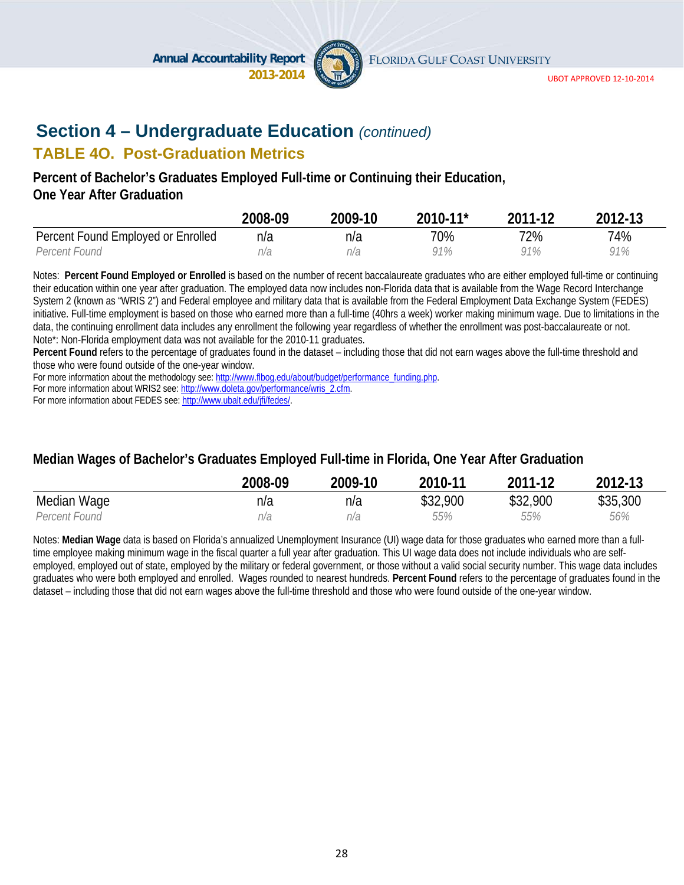## Section 4 – Undergraduate Education *(continued)*

### TABLE 4O. Post-Graduation Metrics

**Percent of Bachelor's Graduates Employed Full-time or Continuing their Education, One Year After Graduation**

| | 2008-09 | 2009-10 | 2010-11* | 2011-12 | 2012-13 |
|---|---|---|---|---|---|
| Percent Found Employed or Enrolled | n/a | n/a | 70% | 72% | 74% |
| *Percent Found* | *n/a* | *n/a* | *91%* | *91%* | *91%* |

Notes: **Percent Found Employed or Enrolled** is based on the number of recent baccalaureate graduates who are either employed full-time or continuing their education within one year after graduation. The employed data now includes non-Florida data that is available from the Wage Record Interchange System 2 (known as "WRIS 2") and Federal employee and military data that is available from the Federal Employment Data Exchange System (FEDES) initiative. Full-time employment is based on those who earned more than a full-time (40hrs a week) worker making minimum wage. Due to limitations in the data, the continuing enrollment data includes any enrollment the following year regardless of whether the enrollment was post-baccalaureate or not.
Note*: Non-Florida employment data was not available for the 2010-11 graduates.
**Percent Found** refers to the percentage of graduates found in the dataset – including those that did not earn wages above the full-time threshold and those who were found outside of the one-year window.
For more information about the methodology see: http://www.flbog.edu/about/budget/performance_funding.php.
For more information about WRIS2 see: http://www.doleta.gov/performance/wris_2.cfm.
For more information about FEDES see: http://www.ubalt.edu/jfi/fedes/.

**Median Wages of Bachelor's Graduates Employed Full-time in Florida, One Year After Graduation**

| | 2008-09 | 2009-10 | 2010-11 | 2011-12 | 2012-13 |
|---|---|---|---|---|---|
| Median Wage | n/a | n/a | $32,900 | $32,900 | $35,300 |
| *Percent Found* | *n/a* | *n/a* | *55%* | *55%* | *56%* |

Notes: **Median Wage** data is based on Florida's annualized Unemployment Insurance (UI) wage data for those graduates who earned more than a full-time employee making minimum wage in the fiscal quarter a full year after graduation. This UI wage data does not include individuals who are self-employed, employed out of state, employed by the military or federal government, or those without a valid social security number. This wage data includes graduates who were both employed and enrolled. Wages rounded to nearest hundreds. **Percent Found** refers to the percentage of graduates found in the dataset – including those that did not earn wages above the full-time threshold and those who were found outside of the one-year window.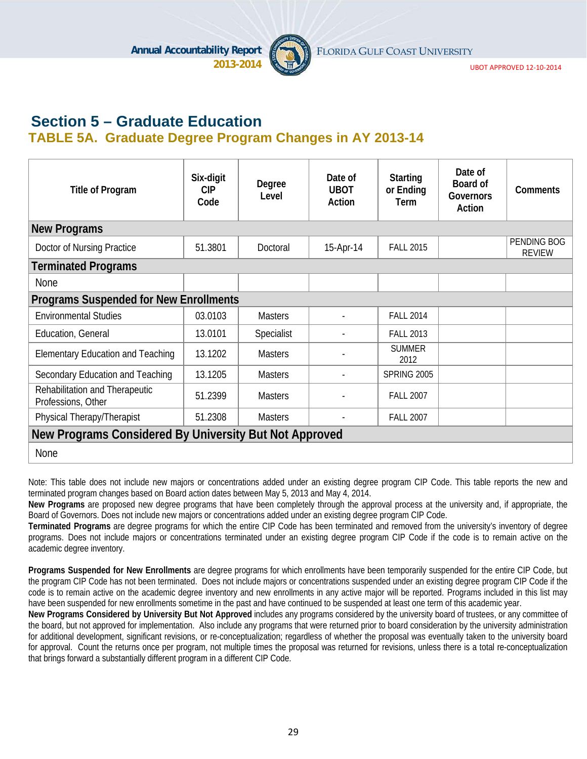## Section 5 – Graduate Education

### TABLE 5A. Graduate Degree Program Changes in AY 2013-14

| Title of Program | Six-digit CIP Code | Degree Level | Date of UBOT Action | Starting or Ending Term | Date of Board of Governors Action | Comments |
|---|---|---|---|---|---|---|
| **New Programs** | | | | | | |
| Doctor of Nursing Practice | 51.3801 | Doctoral | 15-Apr-14 | FALL 2015 | | PENDING BOG REVIEW |
| **Terminated Programs** | | | | | | |
| None | | | | | | |
| **Programs Suspended for New Enrollments** | | | | | | |
| Environmental Studies | 03.0103 | Masters | - | FALL 2014 | | |
| Education, General | 13.0101 | Specialist | - | FALL 2013 | | |
| Elementary Education and Teaching | 13.1202 | Masters | - | SUMMER 2012 | | |
| Secondary Education and Teaching | 13.1205 | Masters | - | SPRING 2005 | | |
| Rehabilitation and Therapeutic Professions, Other | 51.2399 | Masters | - | FALL 2007 | | |
| Physical Therapy/Therapist | 51.2308 | Masters | - | FALL 2007 | | |
| **New Programs Considered By University But Not Approved** | | | | | | |
| None | | | | | | |

Note: This table does not include new majors or concentrations added under an existing degree program CIP Code. This table reports the new and terminated program changes based on Board action dates between May 5, 2013 and May 4, 2014.

**New Programs** are proposed new degree programs that have been completely through the approval process at the university and, if appropriate, the Board of Governors. Does not include new majors or concentrations added under an existing degree program CIP Code.

**Terminated Programs** are degree programs for which the entire CIP Code has been terminated and removed from the university's inventory of degree programs. Does not include majors or concentrations terminated under an existing degree program CIP Code if the code is to remain active on the academic degree inventory.

**Programs Suspended for New Enrollments** are degree programs for which enrollments have been temporarily suspended for the entire CIP Code, but the program CIP Code has not been terminated. Does not include majors or concentrations suspended under an existing degree program CIP Code if the code is to remain active on the academic degree inventory and new enrollments in any active major will be reported. Programs included in this list may have been suspended for new enrollments sometime in the past and have continued to be suspended at least one term of this academic year.

**New Programs Considered by University But Not Approved** includes any programs considered by the university board of trustees, or any committee of the board, but not approved for implementation. Also include any programs that were returned prior to board consideration by the university administration for additional development, significant revisions, or re-conceptualization; regardless of whether the proposal was eventually taken to the university board for approval. Count the returns once per program, not multiple times the proposal was returned for revisions, unless there is a total re-conceptualization that brings forward a substantially different program in a different CIP Code.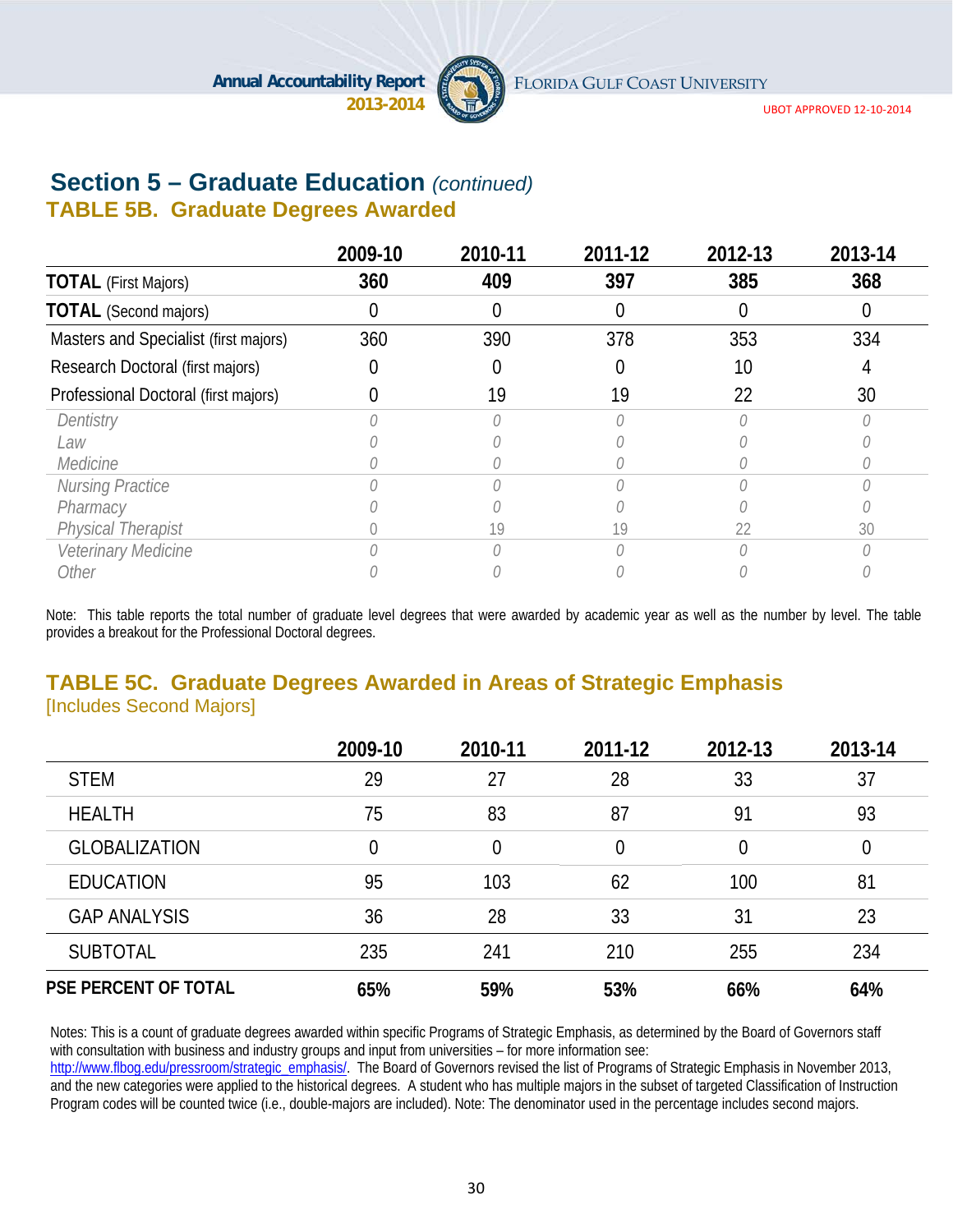## Section 5 – Graduate Education *(continued)*

### TABLE 5B. Graduate Degrees Awarded

| | 2009-10 | 2010-11 | 2011-12 | 2012-13 | 2013-14 |
|---|---|---|---|---|---|
| **TOTAL** (First Majors) | **360** | **409** | **397** | **385** | **368** |
| **TOTAL** (Second majors) | 0 | 0 | 0 | 0 | 0 |
| Masters and Specialist (first majors) | 360 | 390 | 378 | 353 | 334 |
| Research Doctoral (first majors) | 0 | 0 | 0 | 10 | 4 |
| Professional Doctoral (first majors) | 0 | 19 | 19 | 22 | 30 |
| *Dentistry* | *0* | *0* | *0* | *0* | *0* |
| *Law* | *0* | *0* | *0* | *0* | *0* |
| *Medicine* | *0* | *0* | *0* | *0* | *0* |
| *Nursing Practice* | *0* | *0* | *0* | *0* | *0* |
| *Pharmacy* | *0* | *0* | *0* | *0* | *0* |
| *Physical Therapist* | 0 | 19 | 19 | 22 | 30 |
| *Veterinary Medicine* | *0* | *0* | *0* | *0* | *0* |
| *Other* | *0* | *0* | *0* | *0* | *0* |

Note: This table reports the total number of graduate level degrees that were awarded by academic year as well as the number by level. The table provides a breakout for the Professional Doctoral degrees.

### TABLE 5C. Graduate Degrees Awarded in Areas of Strategic Emphasis

[Includes Second Majors]

| | 2009-10 | 2010-11 | 2011-12 | 2012-13 | 2013-14 |
|---|---|---|---|---|---|
| STEM | 29 | 27 | 28 | 33 | 37 |
| HEALTH | 75 | 83 | 87 | 91 | 93 |
| GLOBALIZATION | 0 | 0 | 0 | 0 | 0 |
| EDUCATION | 95 | 103 | 62 | 100 | 81 |
| GAP ANALYSIS | 36 | 28 | 33 | 31 | 23 |
| SUBTOTAL | 235 | 241 | 210 | 255 | 234 |
| **PSE PERCENT OF TOTAL** | **65%** | **59%** | **53%** | **66%** | **64%** |

Notes: This is a count of graduate degrees awarded within specific Programs of Strategic Emphasis, as determined by the Board of Governors staff with consultation with business and industry groups and input from universities – for more information see: http://www.flbog.edu/pressroom/strategic_emphasis/. The Board of Governors revised the list of Programs of Strategic Emphasis in November 2013, and the new categories were applied to the historical degrees. A student who has multiple majors in the subset of targeted Classification of Instruction Program codes will be counted twice (i.e., double-majors are included). Note: The denominator used in the percentage includes second majors.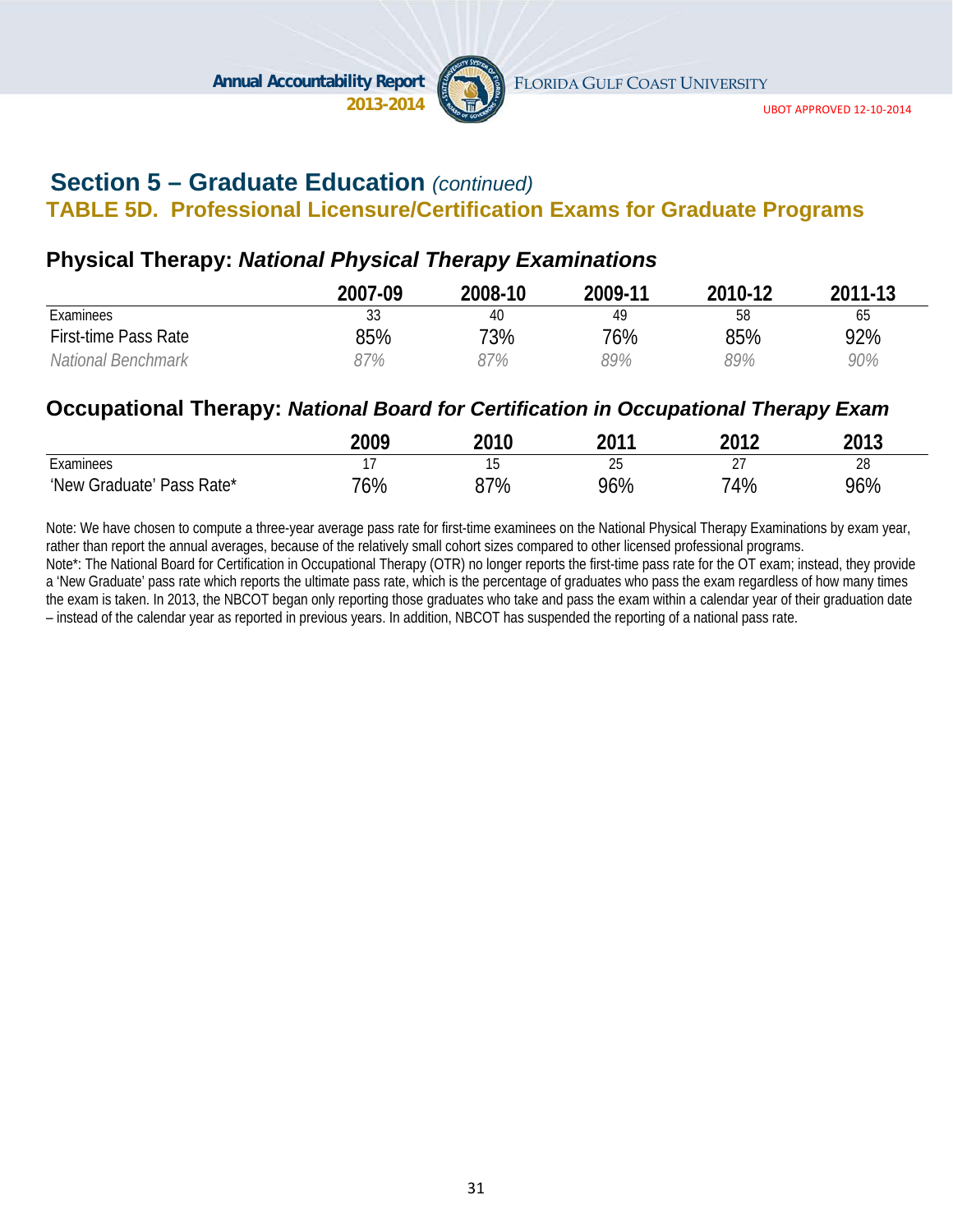## Section 5 – Graduate Education *(continued)*

### TABLE 5D. Professional Licensure/Certification Exams for Graduate Programs

#### Physical Therapy: *National Physical Therapy Examinations*

| | 2007-09 | 2008-10 | 2009-11 | 2010-12 | 2011-13 |
|---|---|---|---|---|---|
| Examinees | 33 | 40 | 49 | 58 | 65 |
| First-time Pass Rate | 85% | 73% | 76% | 85% | 92% |
| *National Benchmark* | *87%* | *87%* | *89%* | *89%* | *90%* |

#### Occupational Therapy: *National Board for Certification in Occupational Therapy Exam*

| | 2009 | 2010 | 2011 | 2012 | 2013 |
|---|---|---|---|---|---|
| Examinees | 17 | 15 | 25 | 27 | 28 |
| 'New Graduate' Pass Rate* | 76% | 87% | 96% | 74% | 96% |

Note: We have chosen to compute a three-year average pass rate for first-time examinees on the National Physical Therapy Examinations by exam year, rather than report the annual averages, because of the relatively small cohort sizes compared to other licensed professional programs.
Note*: The National Board for Certification in Occupational Therapy (OTR) no longer reports the first-time pass rate for the OT exam; instead, they provide a 'New Graduate' pass rate which reports the ultimate pass rate, which is the percentage of graduates who pass the exam regardless of how many times the exam is taken. In 2013, the NBCOT began only reporting those graduates who take and pass the exam within a calendar year of their graduation date – instead of the calendar year as reported in previous years. In addition, NBCOT has suspended the reporting of a national pass rate.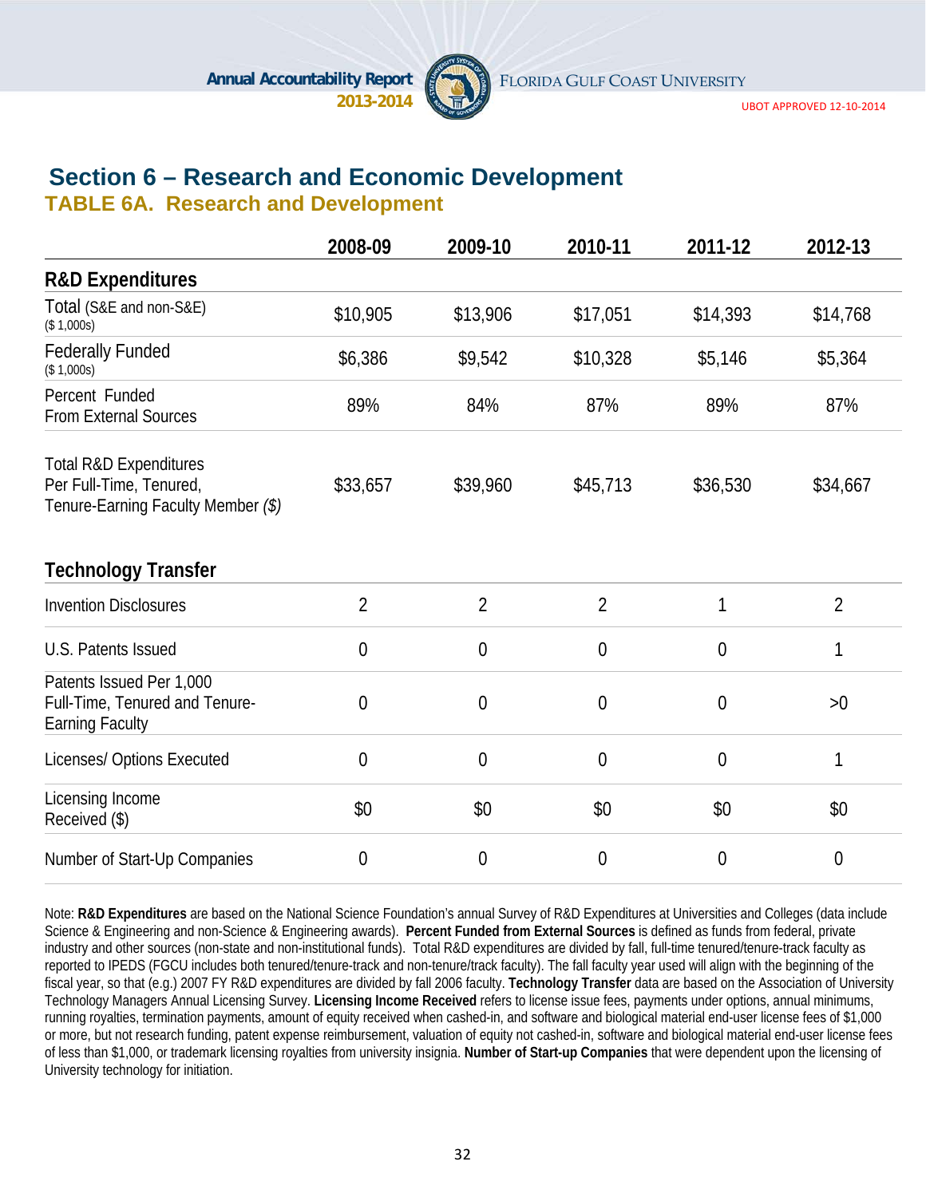# Section 6 – Research and Economic Development

## TABLE 6A. Research and Development

| | 2008-09 | 2009-10 | 2010-11 | 2011-12 | 2012-13 |
|---|---|---|---|---|---|
| **R&D Expenditures** | | | | | |
| Total (S&E and non-S&E) ($ 1,000s) | $10,905 | $13,906 | $17,051 | $14,393 | $14,768 |
| Federally Funded ($ 1,000s) | $6,386 | $9,542 | $10,328 | $5,146 | $5,364 |
| Percent Funded From External Sources | 89% | 84% | 87% | 89% | 87% |
| Total R&D Expenditures Per Full-Time, Tenured, Tenure-Earning Faculty Member *($)* | $33,657 | $39,960 | $45,713 | $36,530 | $34,667 |
| **Technology Transfer** | | | | | |
| Invention Disclosures | 2 | 2 | 2 | 1 | 2 |
| U.S. Patents Issued | 0 | 0 | 0 | 0 | 1 |
| Patents Issued Per 1,000 Full-Time, Tenured and Tenure-Earning Faculty | 0 | 0 | 0 | 0 | >0 |
| Licenses/ Options Executed | 0 | 0 | 0 | 0 | 1 |
| Licensing Income Received ($) | $0 | $0 | $0 | $0 | $0 |
| Number of Start-Up Companies | 0 | 0 | 0 | 0 | 0 |

Note: **R&D Expenditures** are based on the National Science Foundation's annual Survey of R&D Expenditures at Universities and Colleges (data include Science & Engineering and non-Science & Engineering awards). **Percent Funded from External Sources** is defined as funds from federal, private industry and other sources (non-state and non-institutional funds). Total R&D expenditures are divided by fall, full-time tenured/tenure-track faculty as reported to IPEDS (FGCU includes both tenured/tenure-track and non-tenure/track faculty). The fall faculty year used will align with the beginning of the fiscal year, so that (e.g.) 2007 FY R&D expenditures are divided by fall 2006 faculty. **Technology Transfer** data are based on the Association of University Technology Managers Annual Licensing Survey. **Licensing Income Received** refers to license issue fees, payments under options, annual minimums, running royalties, termination payments, amount of equity received when cashed-in, and software and biological material end-user license fees of $1,000 or more, but not research funding, patent expense reimbursement, valuation of equity not cashed-in, software and biological material end-user license fees of less than $1,000, or trademark licensing royalties from university insignia. **Number of Start-up Companies** that were dependent upon the licensing of University technology for initiation.